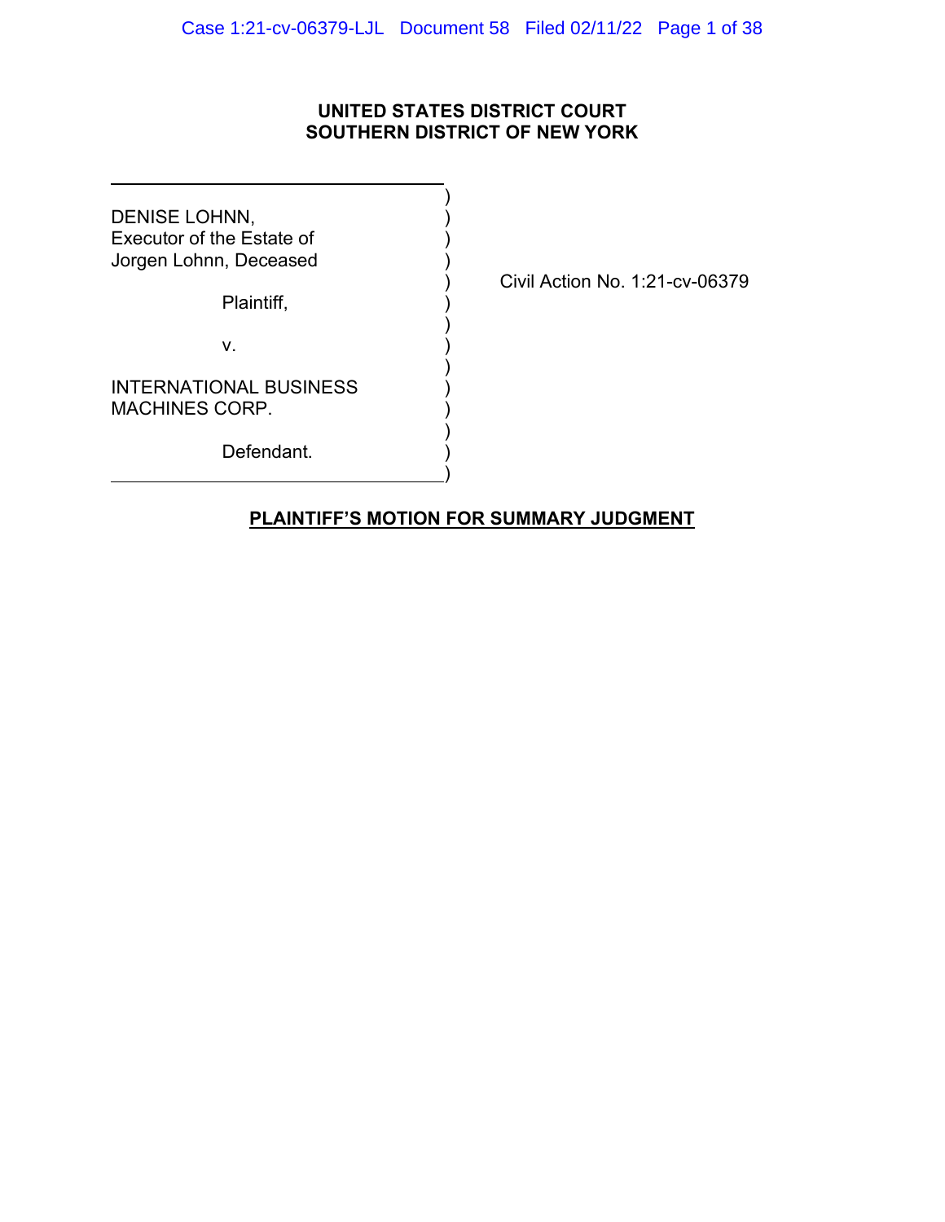**UNITED STATES DISTRICT COURT**
**SOUTHERN DISTRICT OF NEW YORK**

DENISE LOHNN,
Executor of the Estate of
Jorgen Lohnn, Deceased

Plaintiff,

v.

INTERNATIONAL BUSINESS
MACHINES CORP.

Defendant.

Civil Action No. 1:21-cv-06379

**PLAINTIFF'S MOTION FOR SUMMARY JUDGMENT**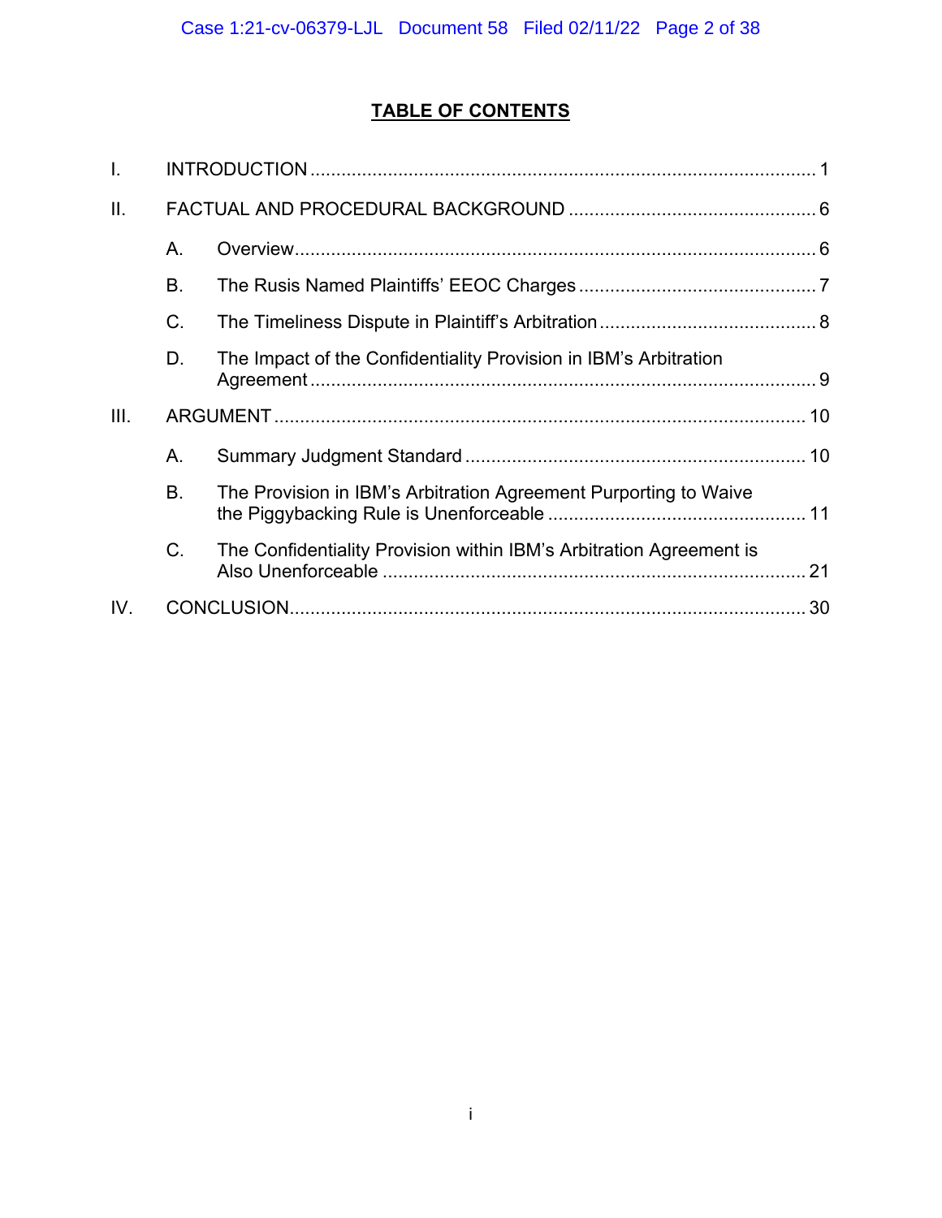# TABLE OF CONTENTS

I. INTRODUCTION ..... 1

II. FACTUAL AND PROCEDURAL BACKGROUND ..... 6

- A. Overview ..... 6
- B. The Rusis Named Plaintiffs' EEOC Charges ..... 7
- C. The Timeliness Dispute in Plaintiff's Arbitration ..... 8
- D. The Impact of the Confidentiality Provision in IBM's Arbitration Agreement ..... 9

III. ARGUMENT ..... 10

- A. Summary Judgment Standard ..... 10
- B. The Provision in IBM's Arbitration Agreement Purporting to Waive the Piggybacking Rule is Unenforceable ..... 11
- C. The Confidentiality Provision within IBM's Arbitration Agreement is Also Unenforceable ..... 21

IV. CONCLUSION ..... 30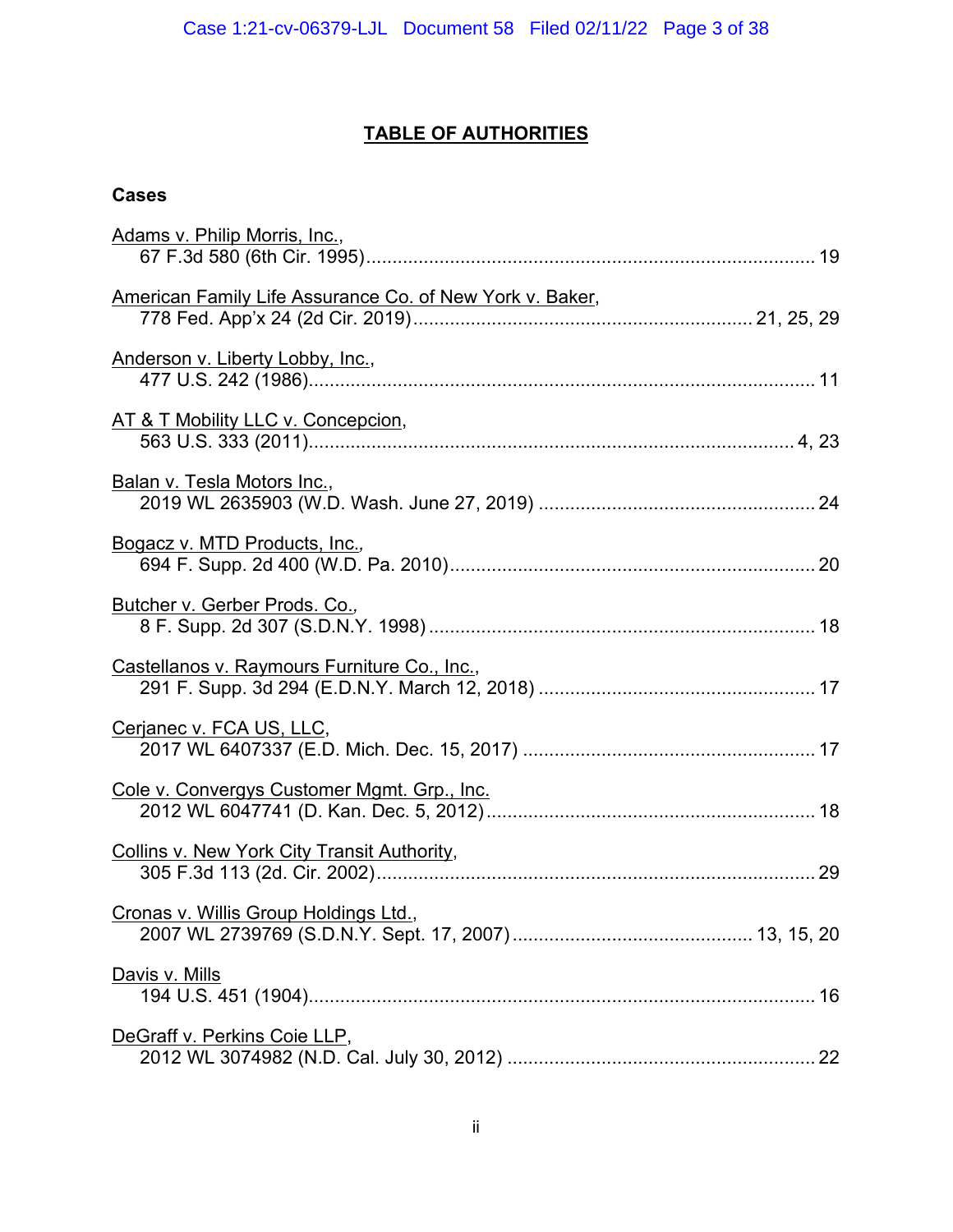# TABLE OF AUTHORITIES

### Cases

Adams v. Philip Morris, Inc.,
67 F.3d 580 (6th Cir. 1995) ..................................................................................... 19

American Family Life Assurance Co. of New York v. Baker,
778 Fed. App'x 24 (2d Cir. 2019) ................................................................ 21, 25, 29

Anderson v. Liberty Lobby, Inc.,
477 U.S. 242 (1986) ............................................................................................... 11

AT & T Mobility LLC v. Concepcion,
563 U.S. 333 (2011) ............................................................................................ 4, 23

Balan v. Tesla Motors Inc.,
2019 WL 2635903 (W.D. Wash. June 27, 2019) .................................................... 24

Bogacz v. MTD Products, Inc.,
694 F. Supp. 2d 400 (W.D. Pa. 2010) ..................................................................... 20

Butcher v. Gerber Prods. Co.,
8 F. Supp. 2d 307 (S.D.N.Y. 1998) ......................................................................... 18

Castellanos v. Raymours Furniture Co., Inc.,
291 F. Supp. 3d 294 (E.D.N.Y. March 12, 2018) .................................................... 17

Cerjanec v. FCA US, LLC,
2017 WL 6407337 (E.D. Mich. Dec. 15, 2017) ....................................................... 17

Cole v. Convergys Customer Mgmt. Grp., Inc.
2012 WL 6047741 (D. Kan. Dec. 5, 2012) ............................................................... 18

Collins v. New York City Transit Authority,
305 F.3d 113 (2d. Cir. 2002) ................................................................................... 29

Cronas v. Willis Group Holdings Ltd.,
2007 WL 2739769 (S.D.N.Y. Sept. 17, 2007) ............................................. 13, 15, 20

Davis v. Mills
194 U.S. 451 (1904) ................................................................................................ 16

DeGraff v. Perkins Coie LLP,
2012 WL 3074982 (N.D. Cal. July 30, 2012) .......................................................... 22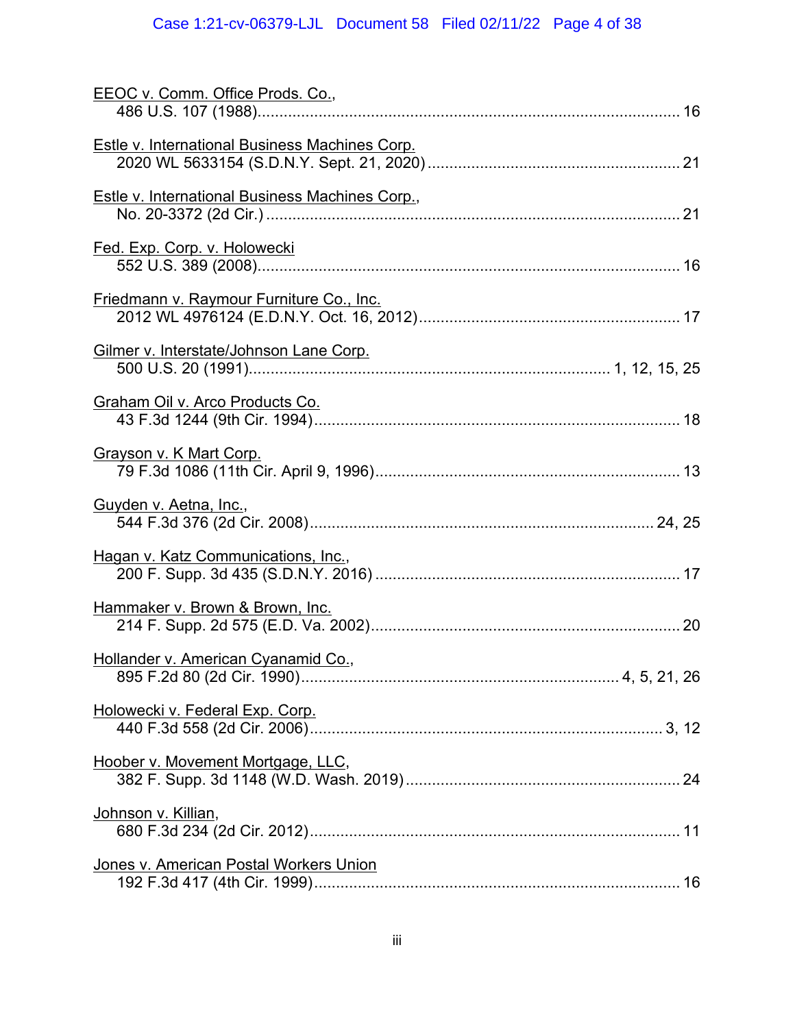EEOC v. Comm. Office Prods. Co.,
486 U.S. 107 (1988)................................................................................................ 16

Estle v. International Business Machines Corp.
2020 WL 5633154 (S.D.N.Y. Sept. 21, 2020)........................................................ 21

Estle v. International Business Machines Corp.,
No. 20-3372 (2d Cir.)............................................................................................. 21

Fed. Exp. Corp. v. Holowecki
552 U.S. 389 (2008)................................................................................................ 16

Friedmann v. Raymour Furniture Co., Inc.
2012 WL 4976124 (E.D.N.Y. Oct. 16, 2012).......................................................... 17

Gilmer v. Interstate/Johnson Lane Corp.
500 U.S. 20 (1991)................................................................................. 1, 12, 15, 25

Graham Oil v. Arco Products Co.
43 F.3d 1244 (9th Cir. 1994).................................................................................. 18

Grayson v. K Mart Corp.
79 F.3d 1086 (11th Cir. April 9, 1996)..................................................................... 13

Guyden v. Aetna, Inc.,
544 F.3d 376 (2d Cir. 2008)............................................................................ 24, 25

Hagan v. Katz Communications, Inc.,
200 F. Supp. 3d 435 (S.D.N.Y. 2016)..................................................................... 17

Hammaker v. Brown & Brown, Inc.
214 F. Supp. 2d 575 (E.D. Va. 2002)...................................................................... 20

Hollander v. American Cyanamid Co.,
895 F.2d 80 (2d Cir. 1990)........................................................................ 4, 5, 21, 26

Holowecki v. Federal Exp. Corp.
440 F.3d 558 (2d Cir. 2006).................................................................................. 3, 12

Hoober v. Movement Mortgage, LLC,
382 F. Supp. 3d 1148 (W.D. Wash. 2019).............................................................. 24

Johnson v. Killian,
680 F.3d 234 (2d Cir. 2012).................................................................................... 11

Jones v. American Postal Workers Union
192 F.3d 417 (4th Cir. 1999)................................................................................... 16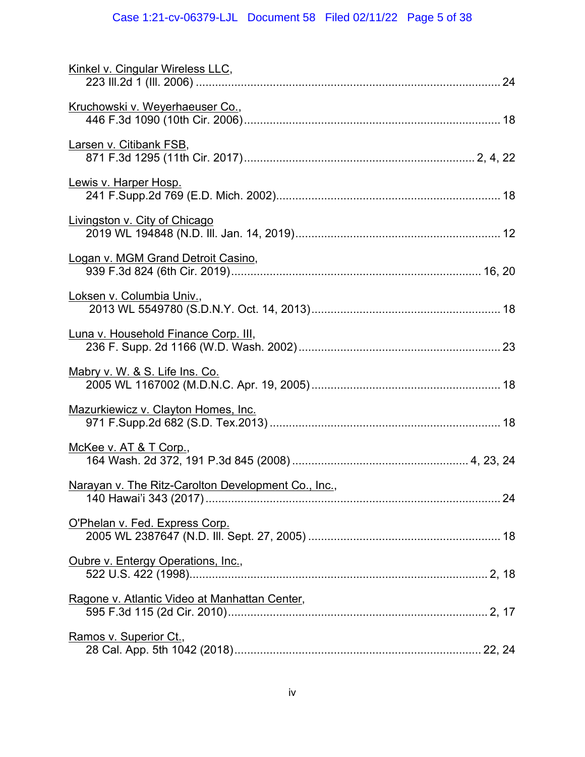Kinkel v. Cingular Wireless LLC,
223 Ill.2d 1 (Ill. 2006) ........................................................................................ 24

Kruchowski v. Weyerhaeuser Co.,
446 F.3d 1090 (10th Cir. 2006) ............................................................................ 18

Larsen v. Citibank FSB,
871 F.3d 1295 (11th Cir. 2017) ..................................................................... 2, 4, 22

Lewis v. Harper Hosp.
241 F.Supp.2d 769 (E.D. Mich. 2002) ................................................................... 18

Livingston v. City of Chicago
2019 WL 194848 (N.D. Ill. Jan. 14, 2019) ............................................................. 12

Logan v. MGM Grand Detroit Casino,
939 F.3d 824 (6th Cir. 2019) ........................................................................... 16, 20

Loksen v. Columbia Univ.,
2013 WL 5549780 (S.D.N.Y. Oct. 14, 2013) ........................................................ 18

Luna v. Household Finance Corp. III,
236 F. Supp. 2d 1166 (W.D. Wash. 2002) ............................................................. 23

Mabry v. W. & S. Life Ins. Co.
2005 WL 1167002 (M.D.N.C. Apr. 19, 2005) ........................................................ 18

Mazurkiewicz v. Clayton Homes, Inc.
971 F.Supp.2d 682 (S.D. Tex.2013) ...................................................................... 18

McKee v. AT & T Corp.,
164 Wash. 2d 372, 191 P.3d 845 (2008) ..................................................... 4, 23, 24

Narayan v. The Ritz-Carolton Development Co., Inc.,
140 Hawai'i 343 (2017) ........................................................................................ 24

O'Phelan v. Fed. Express Corp.
2005 WL 2387647 (N.D. Ill. Sept. 27, 2005) ......................................................... 18

Oubre v. Entergy Operations, Inc.,
522 U.S. 422 (1998) ......................................................................................... 2, 18

Ragone v. Atlantic Video at Manhattan Center,
595 F.3d 115 (2d Cir. 2010) ............................................................................... 2, 17

Ramos v. Superior Ct.,
28 Cal. App. 5th 1042 (2018) ........................................................................... 22, 24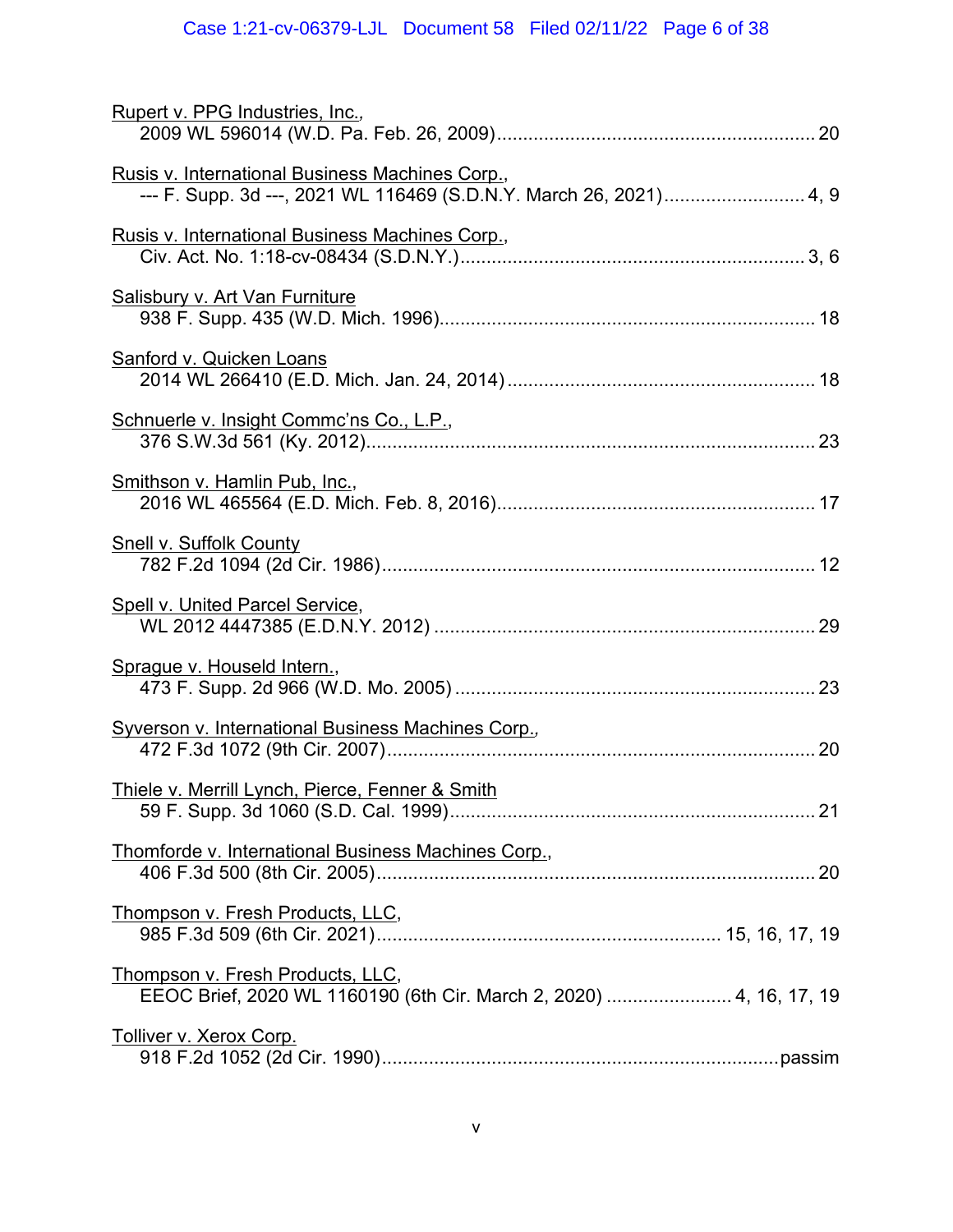Rupert v. PPG Industries, Inc.,
2009 WL 596014 (W.D. Pa. Feb. 26, 2009).............................................................. 20

Rusis v. International Business Machines Corp.,
--- F. Supp. 3d ---, 2021 WL 116469 (S.D.N.Y. March 26, 2021)........................... 4, 9

Rusis v. International Business Machines Corp.,
Civ. Act. No. 1:18-cv-08434 (S.D.N.Y.)................................................................... 3, 6

Salisbury v. Art Van Furniture
938 F. Supp. 435 (W.D. Mich. 1996)......................................................................... 18

Sanford v. Quicken Loans
2014 WL 266410 (E.D. Mich. Jan. 24, 2014)............................................................ 18

Schnuerle v. Insight Commc'ns Co., L.P.,
376 S.W.3d 561 (Ky. 2012)....................................................................................... 23

Smithson v. Hamlin Pub, Inc.,
2016 WL 465564 (E.D. Mich. Feb. 8, 2016).............................................................. 17

Snell v. Suffolk County
782 F.2d 1094 (2d Cir. 1986).................................................................................... 12

Spell v. United Parcel Service,
WL 2012 4447385 (E.D.N.Y. 2012) .......................................................................... 29

Sprague v. Houseld Intern.,
473 F. Supp. 2d 966 (W.D. Mo. 2005) ...................................................................... 23

Syverson v. International Business Machines Corp.,
472 F.3d 1072 (9th Cir. 2007)................................................................................... 20

Thiele v. Merrill Lynch, Pierce, Fenner & Smith
59 F. Supp. 3d 1060 (S.D. Cal. 1999)....................................................................... 21

Thomforde v. International Business Machines Corp.,
406 F.3d 500 (8th Cir. 2005)..................................................................................... 20

Thompson v. Fresh Products, LLC,
985 F.3d 509 (6th Cir. 2021)................................................................... 15, 16, 17, 19

Thompson v. Fresh Products, LLC,
EEOC Brief, 2020 WL 1160190 (6th Cir. March 2, 2020) ......................... 4, 16, 17, 19

Tolliver v. Xerox Corp.
918 F.2d 1052 (2d Cir. 1990)............................................................................. passim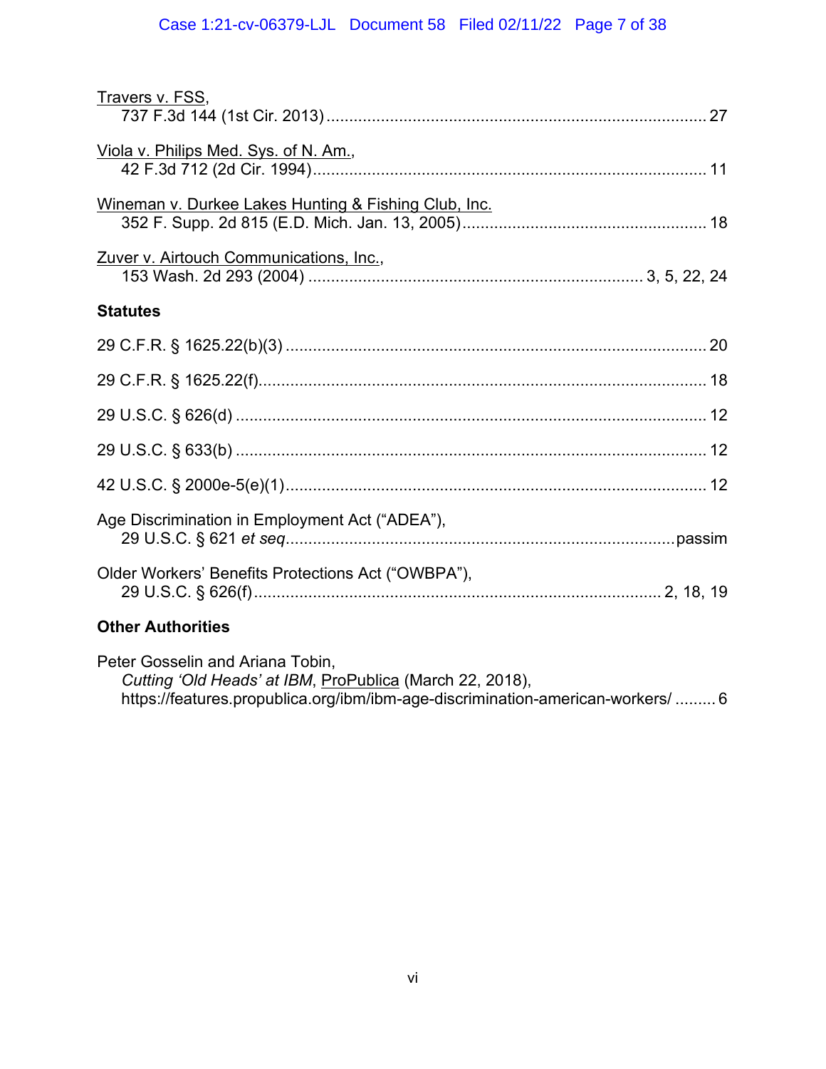Travers v. FSS,
737 F.3d 144 (1st Cir. 2013) .................................................................................... 27

Viola v. Philips Med. Sys. of N. Am.,
42 F.3d 712 (2d Cir. 1994) ...................................................................................... 11

Wineman v. Durkee Lakes Hunting & Fishing Club, Inc.
352 F. Supp. 2d 815 (E.D. Mich. Jan. 13, 2005) ..................................................... 18

Zuver v. Airtouch Communications, Inc.,
153 Wash. 2d 293 (2004) ......................................................................... 3, 5, 22, 24

**Statutes**

29 C.F.R. § 1625.22(b)(3) ............................................................................................ 20

29 C.F.R. § 1625.22(f) ................................................................................................. 18

29 U.S.C. § 626(d) ....................................................................................................... 12

29 U.S.C. § 633(b) ....................................................................................................... 12

42 U.S.C. § 2000e-5(e)(1) ............................................................................................ 12

Age Discrimination in Employment Act ("ADEA"),
29 U.S.C. § 621 *et seq* ...................................................................................... passim

Older Workers' Benefits Protections Act ("OWBPA"),
29 U.S.C. § 626(f) ........................................................................................ 2, 18, 19

**Other Authorities**

Peter Gosselin and Ariana Tobin,
*Cutting 'Old Heads' at IBM*, ProPublica (March 22, 2018),
https://features.propublica.org/ibm/ibm-age-discrimination-american-workers/ ......... 6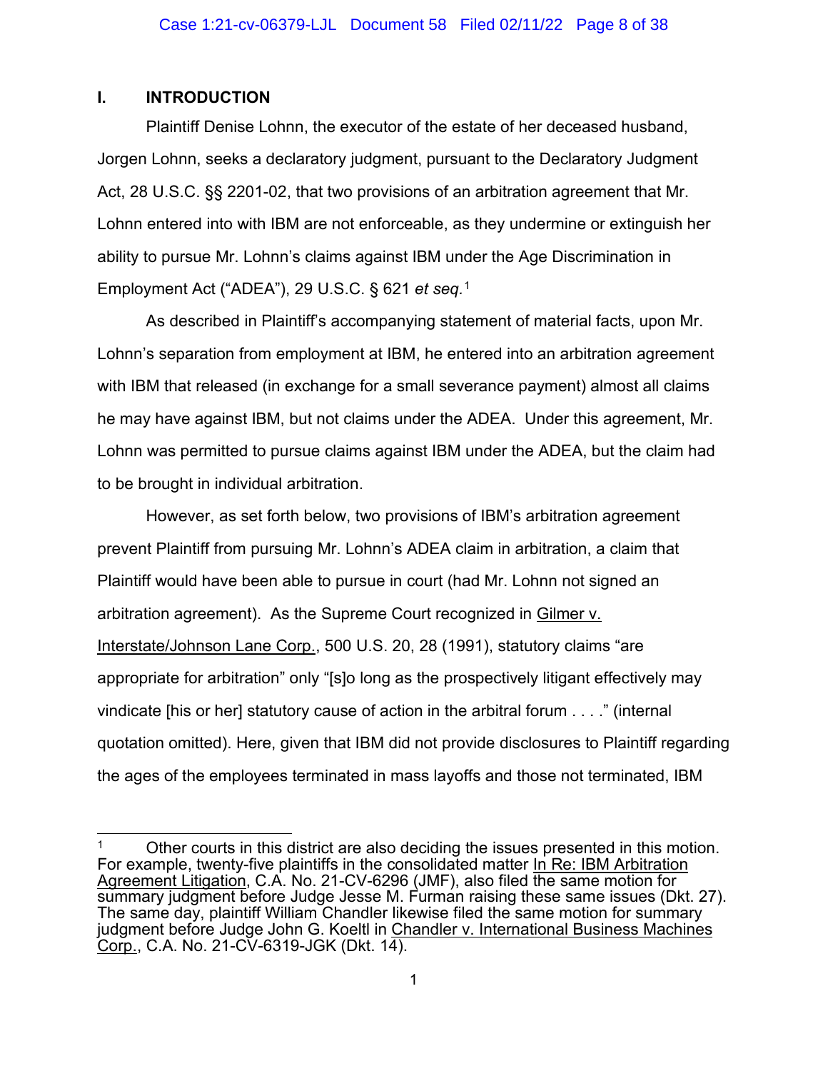## I. INTRODUCTION

Plaintiff Denise Lohnn, the executor of the estate of her deceased husband, Jorgen Lohnn, seeks a declaratory judgment, pursuant to the Declaratory Judgment Act, 28 U.S.C. §§ 2201-02, that two provisions of an arbitration agreement that Mr. Lohnn entered into with IBM are not enforceable, as they undermine or extinguish her ability to pursue Mr. Lohnn's claims against IBM under the Age Discrimination in Employment Act ("ADEA"), 29 U.S.C. § 621 *et seq.*[1]

As described in Plaintiff's accompanying statement of material facts, upon Mr. Lohnn's separation from employment at IBM, he entered into an arbitration agreement with IBM that released (in exchange for a small severance payment) almost all claims he may have against IBM, but not claims under the ADEA. Under this agreement, Mr. Lohnn was permitted to pursue claims against IBM under the ADEA, but the claim had to be brought in individual arbitration.

However, as set forth below, two provisions of IBM's arbitration agreement prevent Plaintiff from pursuing Mr. Lohnn's ADEA claim in arbitration, a claim that Plaintiff would have been able to pursue in court (had Mr. Lohnn not signed an arbitration agreement). As the Supreme Court recognized in Gilmer v. Interstate/Johnson Lane Corp., 500 U.S. 20, 28 (1991), statutory claims "are appropriate for arbitration" only "[s]o long as the prospectively litigant effectively may vindicate [his or her] statutory cause of action in the arbitral forum . . . ." (internal quotation omitted). Here, given that IBM did not provide disclosures to Plaintiff regarding the ages of the employees terminated in mass layoffs and those not terminated, IBM

---

[1] Other courts in this district are also deciding the issues presented in this motion. For example, twenty-five plaintiffs in the consolidated matter In Re: IBM Arbitration Agreement Litigation, C.A. No. 21-CV-6296 (JMF), also filed the same motion for summary judgment before Judge Jesse M. Furman raising these same issues (Dkt. 27). The same day, plaintiff William Chandler likewise filed the same motion for summary judgment before Judge John G. Koeltl in Chandler v. International Business Machines Corp., C.A. No. 21-CV-6319-JGK (Dkt. 14).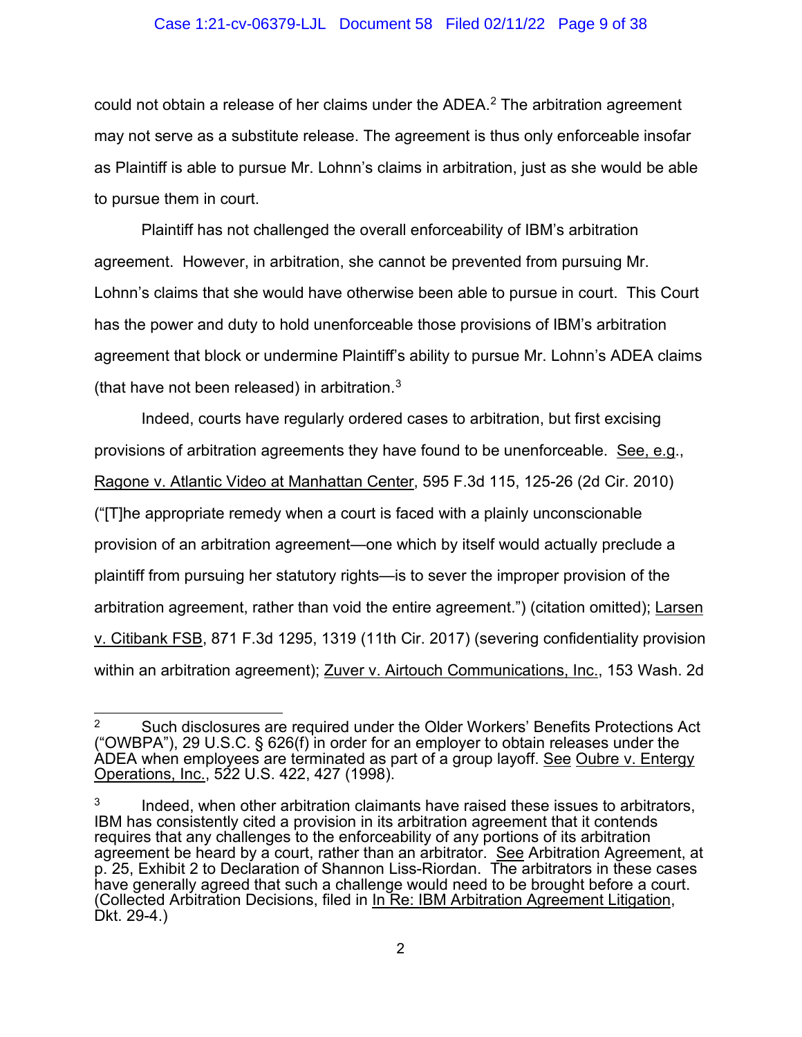could not obtain a release of her claims under the ADEA.[2] The arbitration agreement may not serve as a substitute release. The agreement is thus only enforceable insofar as Plaintiff is able to pursue Mr. Lohnn's claims in arbitration, just as she would be able to pursue them in court.

Plaintiff has not challenged the overall enforceability of IBM's arbitration agreement. However, in arbitration, she cannot be prevented from pursuing Mr. Lohnn's claims that she would have otherwise been able to pursue in court. This Court has the power and duty to hold unenforceable those provisions of IBM's arbitration agreement that block or undermine Plaintiff's ability to pursue Mr. Lohnn's ADEA claims (that have not been released) in arbitration.[3]

Indeed, courts have regularly ordered cases to arbitration, but first excising provisions of arbitration agreements they have found to be unenforceable. See, e.g., Ragone v. Atlantic Video at Manhattan Center, 595 F.3d 115, 125-26 (2d Cir. 2010) ("[T]he appropriate remedy when a court is faced with a plainly unconscionable provision of an arbitration agreement—one which by itself would actually preclude a plaintiff from pursuing her statutory rights—is to sever the improper provision of the arbitration agreement, rather than void the entire agreement.") (citation omitted); Larsen v. Citibank FSB, 871 F.3d 1295, 1319 (11th Cir. 2017) (severing confidentiality provision within an arbitration agreement); Zuver v. Airtouch Communications, Inc., 153 Wash. 2d

---

[2] Such disclosures are required under the Older Workers' Benefits Protections Act ("OWBPA"), 29 U.S.C. § 626(f) in order for an employer to obtain releases under the ADEA when employees are terminated as part of a group layoff. See Oubre v. Entergy Operations, Inc., 522 U.S. 422, 427 (1998).

[3] Indeed, when other arbitration claimants have raised these issues to arbitrators, IBM has consistently cited a provision in its arbitration agreement that it contends requires that any challenges to the enforceability of any portions of its arbitration agreement be heard by a court, rather than an arbitrator. See Arbitration Agreement, at p. 25, Exhibit 2 to Declaration of Shannon Liss-Riordan. The arbitrators in these cases have generally agreed that such a challenge would need to be brought before a court. (Collected Arbitration Decisions, filed in In Re: IBM Arbitration Agreement Litigation, Dkt. 29-4.)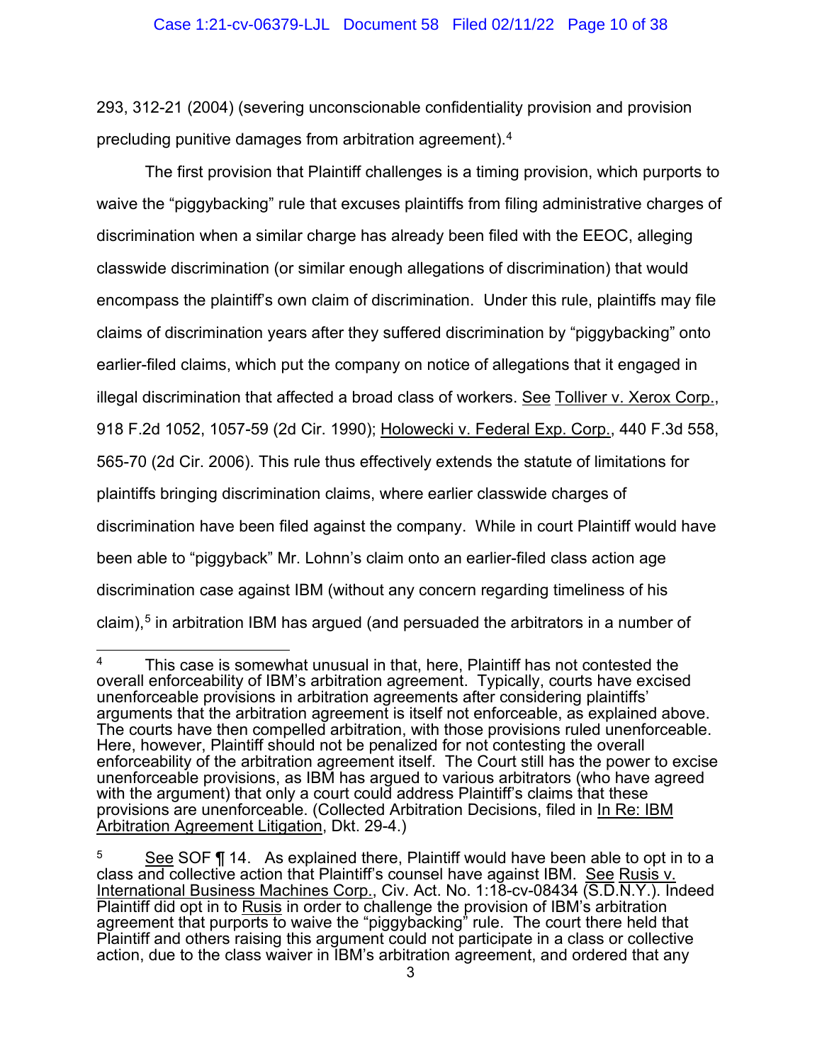293, 312-21 (2004) (severing unconscionable confidentiality provision and provision precluding punitive damages from arbitration agreement).[4]

The first provision that Plaintiff challenges is a timing provision, which purports to waive the "piggybacking" rule that excuses plaintiffs from filing administrative charges of discrimination when a similar charge has already been filed with the EEOC, alleging classwide discrimination (or similar enough allegations of discrimination) that would encompass the plaintiff's own claim of discrimination. Under this rule, plaintiffs may file claims of discrimination years after they suffered discrimination by "piggybacking" onto earlier-filed claims, which put the company on notice of allegations that it engaged in illegal discrimination that affected a broad class of workers. See Tolliver v. Xerox Corp., 918 F.2d 1052, 1057-59 (2d Cir. 1990); Holowecki v. Federal Exp. Corp., 440 F.3d 558, 565-70 (2d Cir. 2006). This rule thus effectively extends the statute of limitations for plaintiffs bringing discrimination claims, where earlier classwide charges of discrimination have been filed against the company. While in court Plaintiff would have been able to "piggyback" Mr. Lohnn's claim onto an earlier-filed class action age discrimination case against IBM (without any concern regarding timeliness of his claim),[5] in arbitration IBM has argued (and persuaded the arbitrators in a number of

---

[4] This case is somewhat unusual in that, here, Plaintiff has not contested the overall enforceability of IBM's arbitration agreement. Typically, courts have excised unenforceable provisions in arbitration agreements after considering plaintiffs' arguments that the arbitration agreement is itself not enforceable, as explained above. The courts have then compelled arbitration, with those provisions ruled unenforceable. Here, however, Plaintiff should not be penalized for not contesting the overall enforceability of the arbitration agreement itself. The Court still has the power to excise unenforceable provisions, as IBM has argued to various arbitrators (who have agreed with the argument) that only a court could address Plaintiff's claims that these provisions are unenforceable. (Collected Arbitration Decisions, filed in In Re: IBM Arbitration Agreement Litigation, Dkt. 29-4.)

[5] See SOF ¶ 14. As explained there, Plaintiff would have been able to opt in to a class and collective action that Plaintiff's counsel have against IBM. See Rusis v. International Business Machines Corp., Civ. Act. No. 1:18-cv-08434 (S.D.N.Y.). Indeed Plaintiff did opt in to Rusis in order to challenge the provision of IBM's arbitration agreement that purports to waive the "piggybacking" rule. The court there held that Plaintiff and others raising this argument could not participate in a class or collective action, due to the class waiver in IBM's arbitration agreement, and ordered that any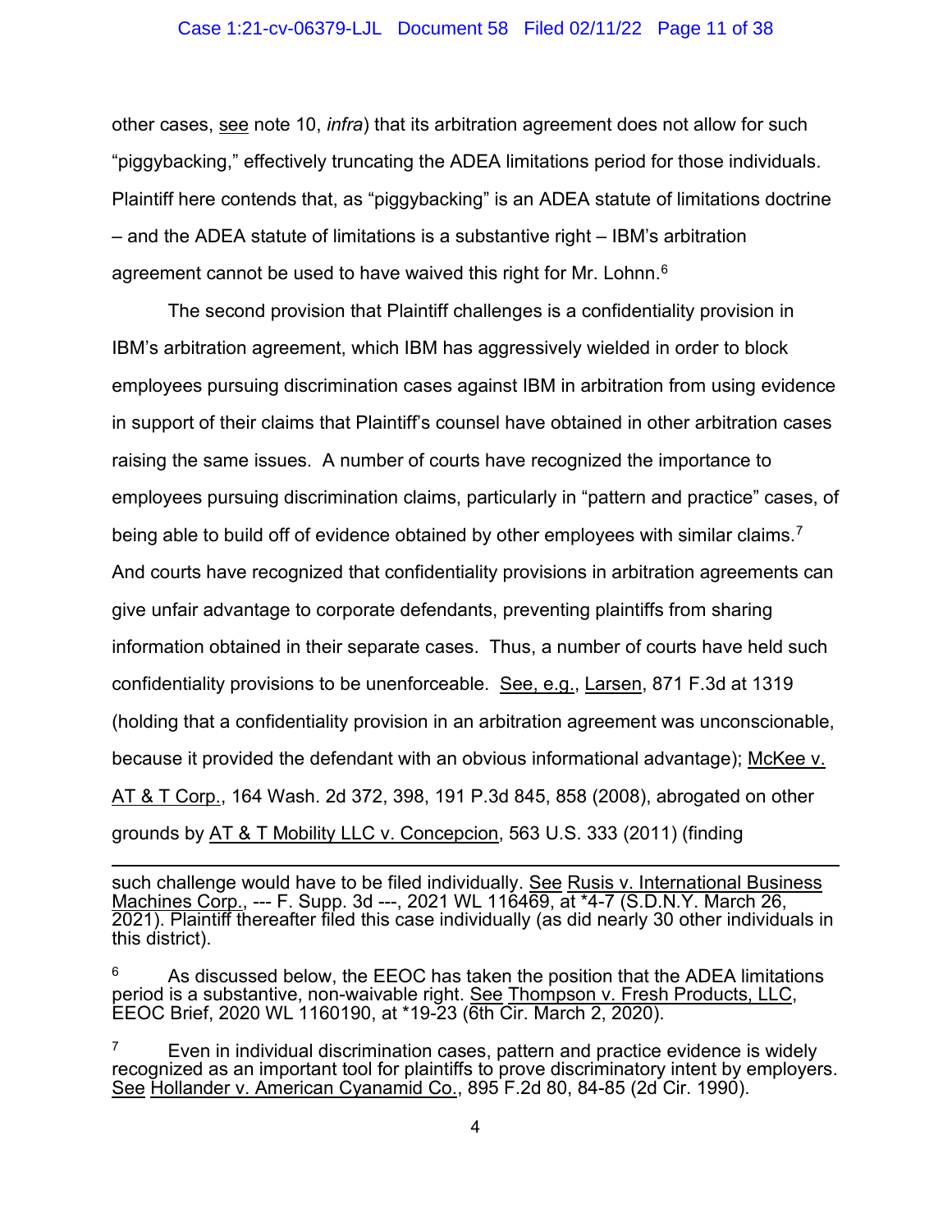other cases, see note 10, *infra*) that its arbitration agreement does not allow for such "piggybacking," effectively truncating the ADEA limitations period for those individuals. Plaintiff here contends that, as "piggybacking" is an ADEA statute of limitations doctrine – and the ADEA statute of limitations is a substantive right – IBM's arbitration agreement cannot be used to have waived this right for Mr. Lohnn.[6]

The second provision that Plaintiff challenges is a confidentiality provision in IBM's arbitration agreement, which IBM has aggressively wielded in order to block employees pursuing discrimination cases against IBM in arbitration from using evidence in support of their claims that Plaintiff's counsel have obtained in other arbitration cases raising the same issues. A number of courts have recognized the importance to employees pursuing discrimination claims, particularly in "pattern and practice" cases, of being able to build off of evidence obtained by other employees with similar claims.[7] And courts have recognized that confidentiality provisions in arbitration agreements can give unfair advantage to corporate defendants, preventing plaintiffs from sharing information obtained in their separate cases. Thus, a number of courts have held such confidentiality provisions to be unenforceable. See, e.g., Larsen, 871 F.3d at 1319 (holding that a confidentiality provision in an arbitration agreement was unconscionable, because it provided the defendant with an obvious informational advantage); McKee v. AT & T Corp., 164 Wash. 2d 372, 398, 191 P.3d 845, 858 (2008), abrogated on other grounds by AT & T Mobility LLC v. Concepcion, 563 U.S. 333 (2011) (finding

---

such challenge would have to be filed individually. See Rusis v. International Business Machines Corp., --- F. Supp. 3d ---, 2021 WL 116469, at *4-7 (S.D.N.Y. March 26, 2021). Plaintiff thereafter filed this case individually (as did nearly 30 other individuals in this district).

[6] As discussed below, the EEOC has taken the position that the ADEA limitations period is a substantive, non-waivable right. See Thompson v. Fresh Products, LLC, EEOC Brief, 2020 WL 1160190, at *19-23 (6th Cir. March 2, 2020).

[7] Even in individual discrimination cases, pattern and practice evidence is widely recognized as an important tool for plaintiffs to prove discriminatory intent by employers. See Hollander v. American Cyanamid Co., 895 F.2d 80, 84-85 (2d Cir. 1990).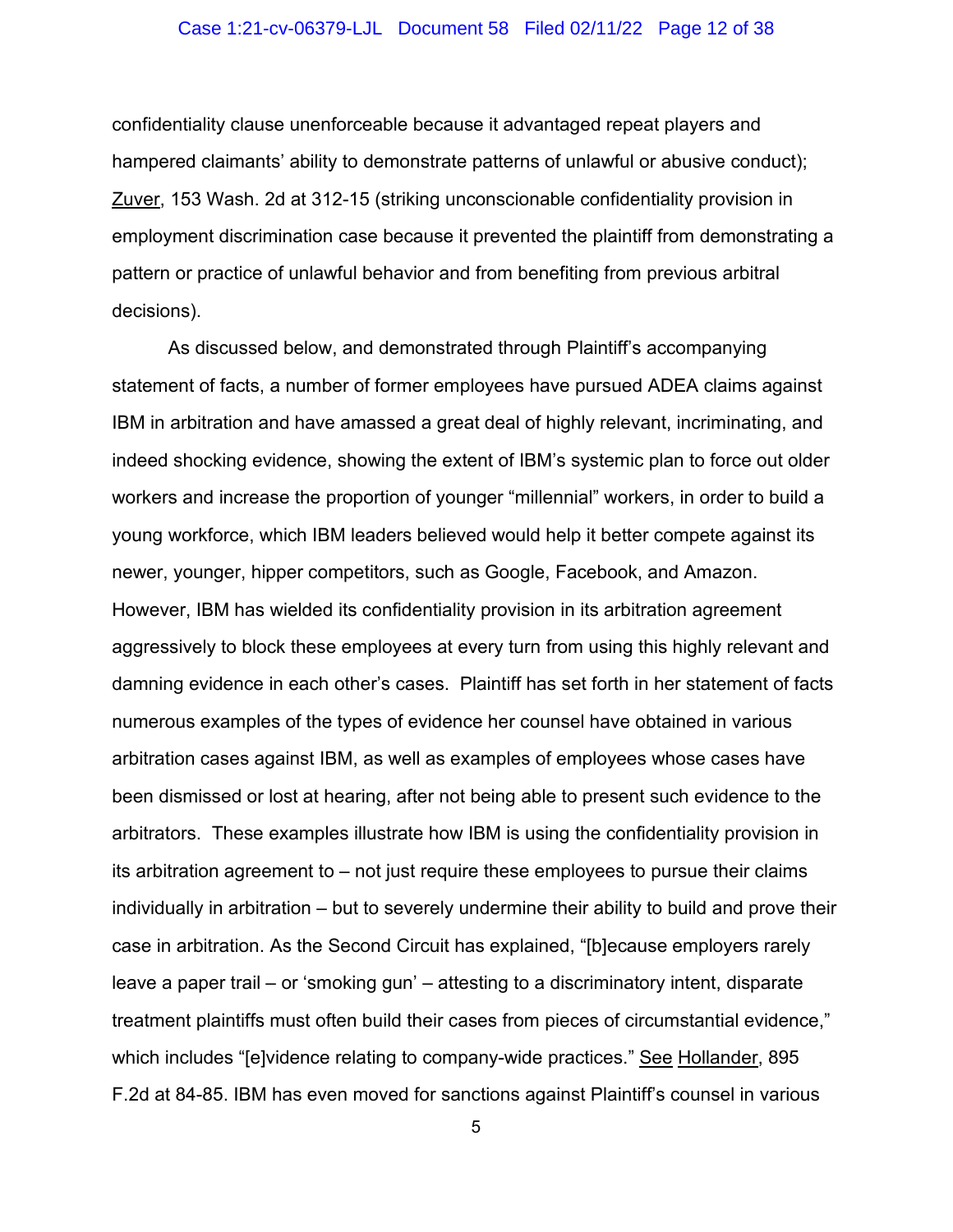confidentiality clause unenforceable because it advantaged repeat players and hampered claimants' ability to demonstrate patterns of unlawful or abusive conduct); Zuver, 153 Wash. 2d at 312-15 (striking unconscionable confidentiality provision in employment discrimination case because it prevented the plaintiff from demonstrating a pattern or practice of unlawful behavior and from benefiting from previous arbitral decisions).

As discussed below, and demonstrated through Plaintiff's accompanying statement of facts, a number of former employees have pursued ADEA claims against IBM in arbitration and have amassed a great deal of highly relevant, incriminating, and indeed shocking evidence, showing the extent of IBM's systemic plan to force out older workers and increase the proportion of younger "millennial" workers, in order to build a young workforce, which IBM leaders believed would help it better compete against its newer, younger, hipper competitors, such as Google, Facebook, and Amazon. However, IBM has wielded its confidentiality provision in its arbitration agreement aggressively to block these employees at every turn from using this highly relevant and damning evidence in each other's cases. Plaintiff has set forth in her statement of facts numerous examples of the types of evidence her counsel have obtained in various arbitration cases against IBM, as well as examples of employees whose cases have been dismissed or lost at hearing, after not being able to present such evidence to the arbitrators. These examples illustrate how IBM is using the confidentiality provision in its arbitration agreement to – not just require these employees to pursue their claims individually in arbitration – but to severely undermine their ability to build and prove their case in arbitration. As the Second Circuit has explained, "[b]ecause employers rarely leave a paper trail – or 'smoking gun' – attesting to a discriminatory intent, disparate treatment plaintiffs must often build their cases from pieces of circumstantial evidence," which includes "[e]vidence relating to company-wide practices." See Hollander, 895 F.2d at 84-85. IBM has even moved for sanctions against Plaintiff's counsel in various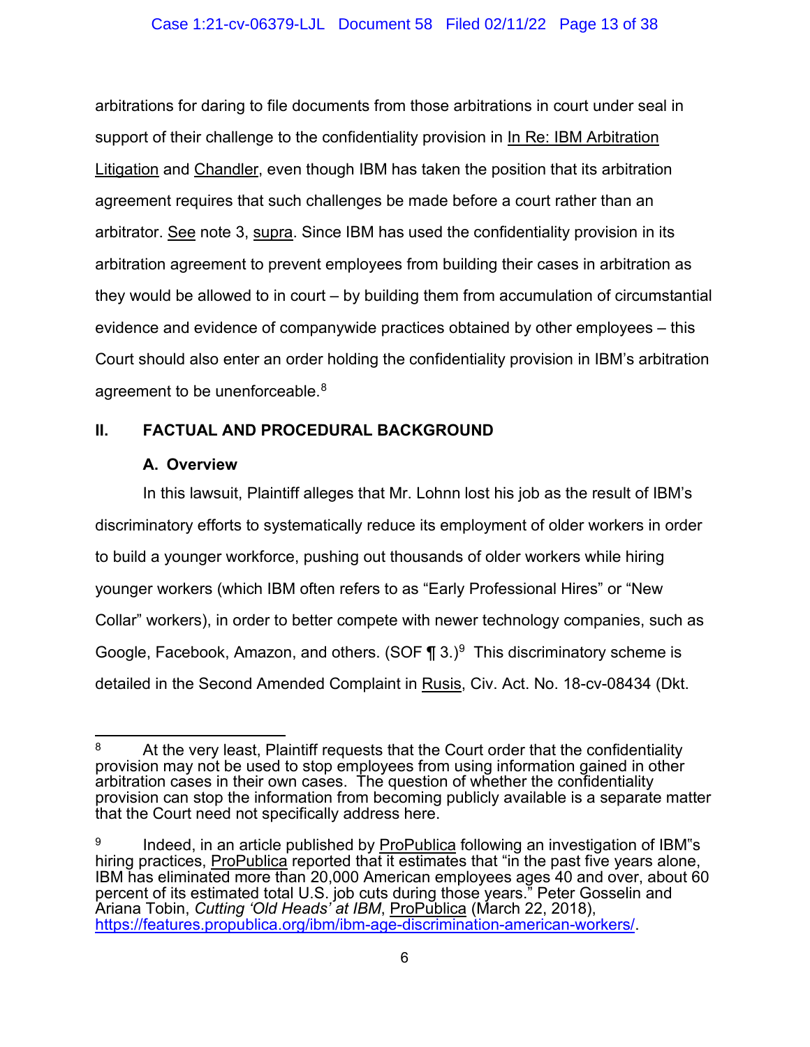arbitrations for daring to file documents from those arbitrations in court under seal in support of their challenge to the confidentiality provision in In Re: IBM Arbitration Litigation and Chandler, even though IBM has taken the position that its arbitration agreement requires that such challenges be made before a court rather than an arbitrator. See note 3, supra. Since IBM has used the confidentiality provision in its arbitration agreement to prevent employees from building their cases in arbitration as they would be allowed to in court – by building them from accumulation of circumstantial evidence and evidence of companywide practices obtained by other employees – this Court should also enter an order holding the confidentiality provision in IBM's arbitration agreement to be unenforceable.[8]

## II. FACTUAL AND PROCEDURAL BACKGROUND

### A. Overview

In this lawsuit, Plaintiff alleges that Mr. Lohnn lost his job as the result of IBM's discriminatory efforts to systematically reduce its employment of older workers in order to build a younger workforce, pushing out thousands of older workers while hiring younger workers (which IBM often refers to as "Early Professional Hires" or "New Collar" workers), in order to better compete with newer technology companies, such as Google, Facebook, Amazon, and others. (SOF ¶ 3.)[9] This discriminatory scheme is detailed in the Second Amended Complaint in Rusis, Civ. Act. No. 18-cv-08434 (Dkt.

---

[8] At the very least, Plaintiff requests that the Court order that the confidentiality provision may not be used to stop employees from using information gained in other arbitration cases in their own cases. The question of whether the confidentiality provision can stop the information from becoming publicly available is a separate matter that the Court need not specifically address here.

[9] Indeed, in an article published by ProPublica following an investigation of IBM"s hiring practices, ProPublica reported that it estimates that "in the past five years alone, IBM has eliminated more than 20,000 American employees ages 40 and over, about 60 percent of its estimated total U.S. job cuts during those years." Peter Gosselin and Ariana Tobin, *Cutting 'Old Heads' at IBM*, ProPublica (March 22, 2018), https://features.propublica.org/ibm/ibm-age-discrimination-american-workers/.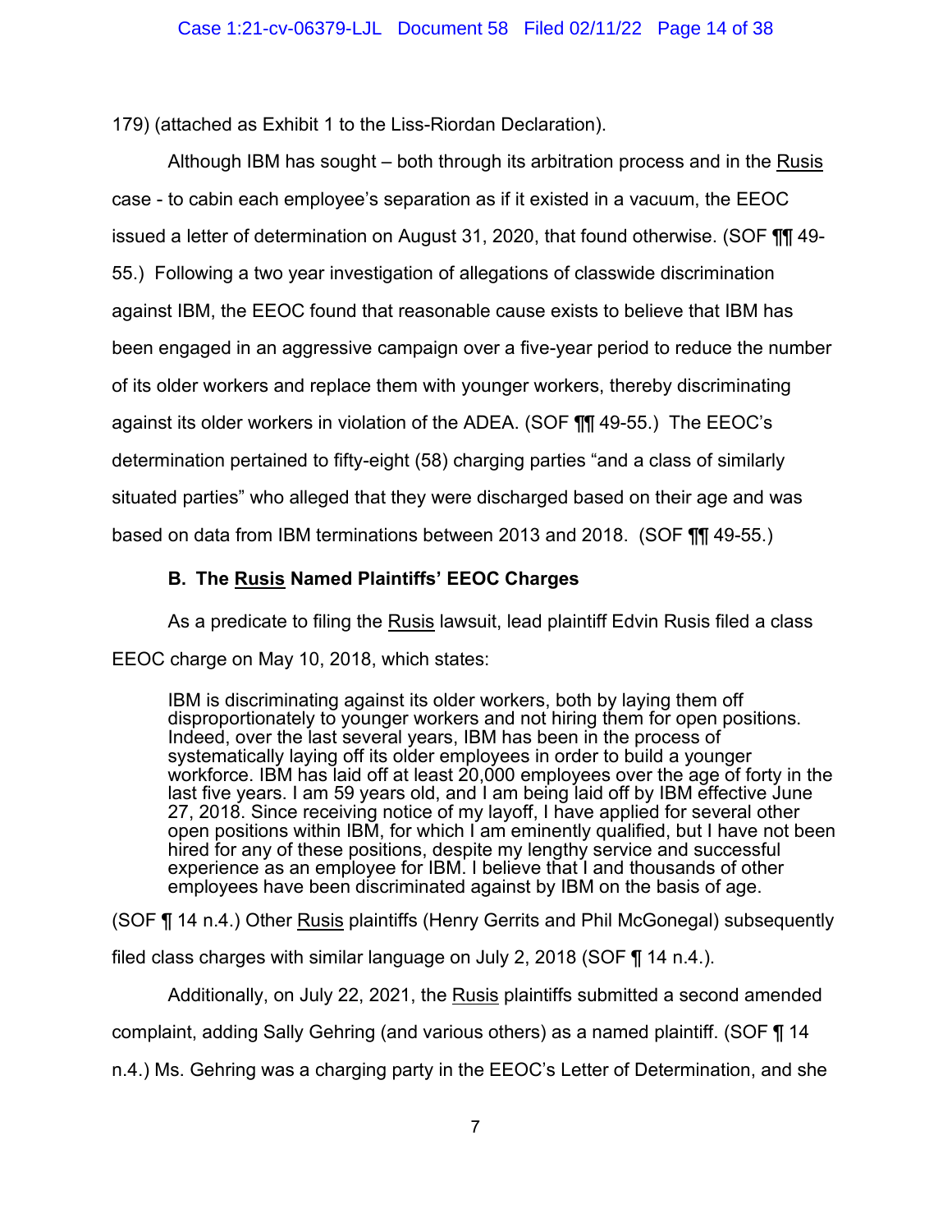179) (attached as Exhibit 1 to the Liss-Riordan Declaration).

Although IBM has sought – both through its arbitration process and in the Rusis case - to cabin each employee's separation as if it existed in a vacuum, the EEOC issued a letter of determination on August 31, 2020, that found otherwise. (SOF ¶¶ 49-55.) Following a two year investigation of allegations of classwide discrimination against IBM, the EEOC found that reasonable cause exists to believe that IBM has been engaged in an aggressive campaign over a five-year period to reduce the number of its older workers and replace them with younger workers, thereby discriminating against its older workers in violation of the ADEA. (SOF ¶¶ 49-55.) The EEOC's determination pertained to fifty-eight (58) charging parties "and a class of similarly situated parties" who alleged that they were discharged based on their age and was based on data from IBM terminations between 2013 and 2018. (SOF ¶¶ 49-55.)

### B. The Rusis Named Plaintiffs' EEOC Charges

As a predicate to filing the Rusis lawsuit, lead plaintiff Edvin Rusis filed a class EEOC charge on May 10, 2018, which states:

> IBM is discriminating against its older workers, both by laying them off disproportionately to younger workers and not hiring them for open positions. Indeed, over the last several years, IBM has been in the process of systematically laying off its older employees in order to build a younger workforce. IBM has laid off at least 20,000 employees over the age of forty in the last five years. I am 59 years old, and I am being laid off by IBM effective June 27, 2018. Since receiving notice of my layoff, I have applied for several other open positions within IBM, for which I am eminently qualified, but I have not been hired for any of these positions, despite my lengthy service and successful experience as an employee for IBM. I believe that I and thousands of other employees have been discriminated against by IBM on the basis of age.

(SOF ¶ 14 n.4.) Other Rusis plaintiffs (Henry Gerrits and Phil McGonegal) subsequently filed class charges with similar language on July 2, 2018 (SOF ¶ 14 n.4.).

Additionally, on July 22, 2021, the Rusis plaintiffs submitted a second amended complaint, adding Sally Gehring (and various others) as a named plaintiff. (SOF ¶ 14 n.4.) Ms. Gehring was a charging party in the EEOC's Letter of Determination, and she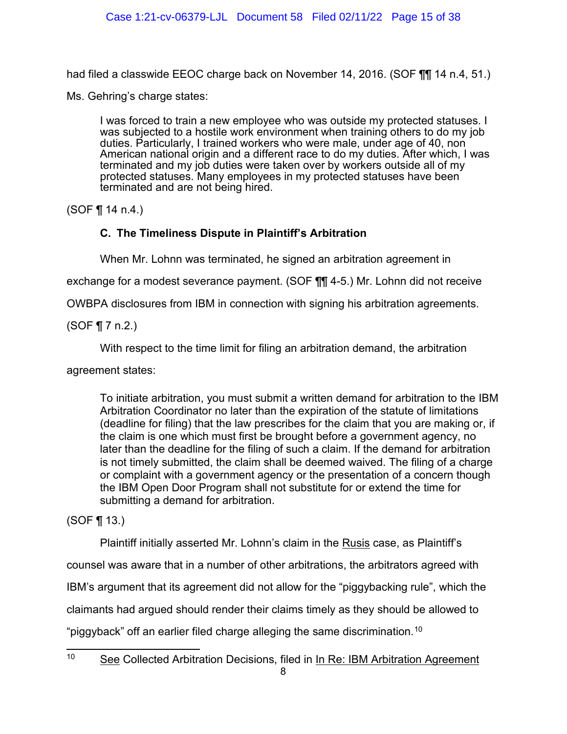had filed a classwide EEOC charge back on November 14, 2016. (SOF ¶¶ 14 n.4, 51.)

Ms. Gehring's charge states:

> I was forced to train a new employee who was outside my protected statuses. I was subjected to a hostile work environment when training others to do my job duties. Particularly, I trained workers who were male, under age of 40, non American national origin and a different race to do my duties. After which, I was terminated and my job duties were taken over by workers outside all of my protected statuses. Many employees in my protected statuses have been terminated and are not being hired.

(SOF ¶ 14 n.4.)

### C. The Timeliness Dispute in Plaintiff's Arbitration

When Mr. Lohnn was terminated, he signed an arbitration agreement in exchange for a modest severance payment. (SOF ¶¶ 4-5.) Mr. Lohnn did not receive OWBPA disclosures from IBM in connection with signing his arbitration agreements. (SOF ¶ 7 n.2.)

With respect to the time limit for filing an arbitration demand, the arbitration agreement states:

> To initiate arbitration, you must submit a written demand for arbitration to the IBM Arbitration Coordinator no later than the expiration of the statute of limitations (deadline for filing) that the law prescribes for the claim that you are making or, if the claim is one which must first be brought before a government agency, no later than the deadline for the filing of such a claim. If the demand for arbitration is not timely submitted, the claim shall be deemed waived. The filing of a charge or complaint with a government agency or the presentation of a concern though the IBM Open Door Program shall not substitute for or extend the time for submitting a demand for arbitration.

(SOF ¶ 13.)

Plaintiff initially asserted Mr. Lohnn's claim in the Rusis case, as Plaintiff's counsel was aware that in a number of other arbitrations, the arbitrators agreed with IBM's argument that its agreement did not allow for the "piggybacking rule", which the claimants had argued should render their claims timely as they should be allowed to "piggyback" off an earlier filed charge alleging the same discrimination.[10]

[10] See Collected Arbitration Decisions, filed in In Re: IBM Arbitration Agreement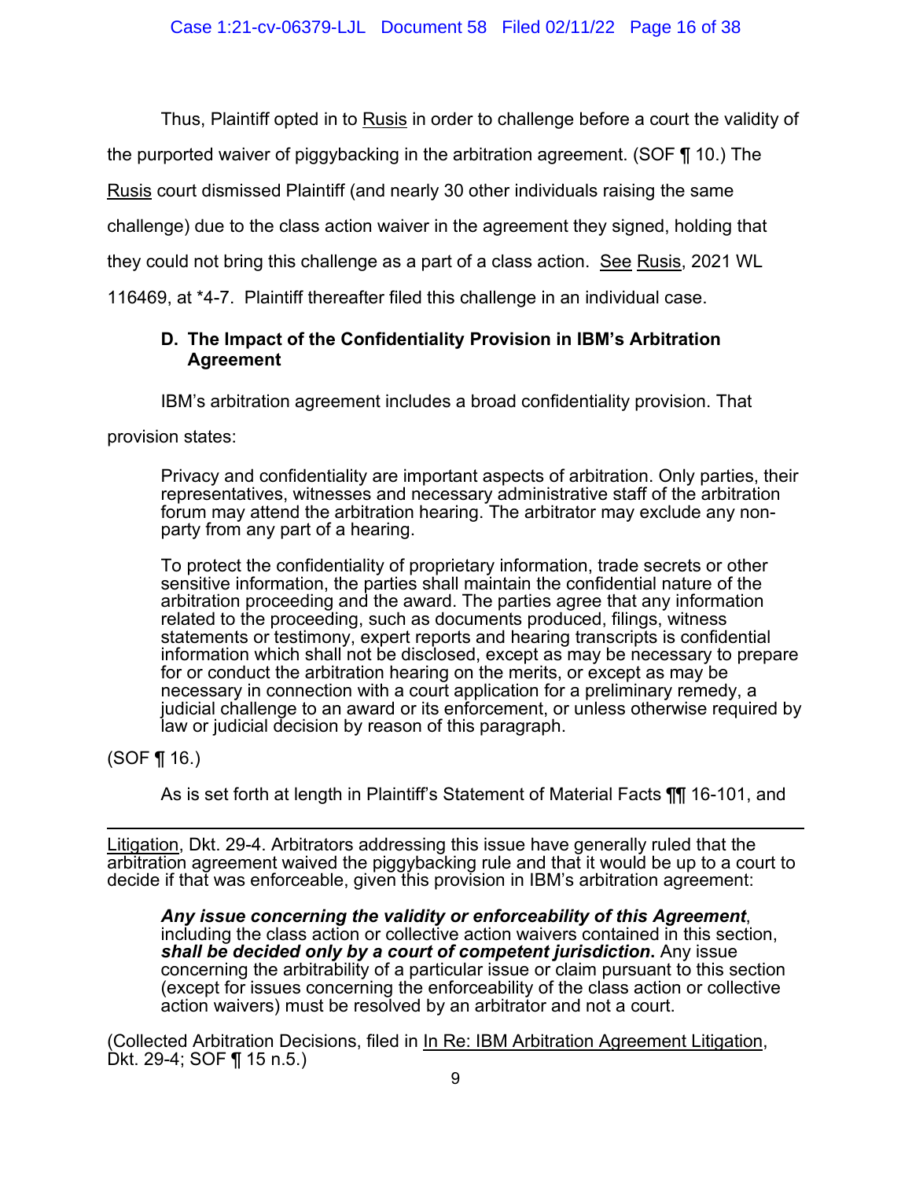Thus, Plaintiff opted in to Rusis in order to challenge before a court the validity of the purported waiver of piggybacking in the arbitration agreement. (SOF ¶ 10.) The Rusis court dismissed Plaintiff (and nearly 30 other individuals raising the same challenge) due to the class action waiver in the agreement they signed, holding that they could not bring this challenge as a part of a class action. See Rusis, 2021 WL 116469, at *4-7. Plaintiff thereafter filed this challenge in an individual case.

### D. The Impact of the Confidentiality Provision in IBM's Arbitration Agreement

IBM's arbitration agreement includes a broad confidentiality provision. That provision states:

> Privacy and confidentiality are important aspects of arbitration. Only parties, their representatives, witnesses and necessary administrative staff of the arbitration forum may attend the arbitration hearing. The arbitrator may exclude any non-party from any part of a hearing.
>
> To protect the confidentiality of proprietary information, trade secrets or other sensitive information, the parties shall maintain the confidential nature of the arbitration proceeding and the award. The parties agree that any information related to the proceeding, such as documents produced, filings, witness statements or testimony, expert reports and hearing transcripts is confidential information which shall not be disclosed, except as may be necessary to prepare for or conduct the arbitration hearing on the merits, or except as may be necessary in connection with a court application for a preliminary remedy, a judicial challenge to an award or its enforcement, or unless otherwise required by law or judicial decision by reason of this paragraph.

(SOF ¶ 16.)

As is set forth at length in Plaintiff's Statement of Material Facts ¶¶ 16-101, and

---

Litigation, Dkt. 29-4. Arbitrators addressing this issue have generally ruled that the arbitration agreement waived the piggybacking rule and that it would be up to a court to decide if that was enforceable, given this provision in IBM's arbitration agreement:

> ***Any issue concerning the validity or enforceability of this Agreement***, including the class action or collective action waivers contained in this section, ***shall be decided only by a court of competent jurisdiction*****.** Any issue concerning the arbitrability of a particular issue or claim pursuant to this section (except for issues concerning the enforceability of the class action or collective action waivers) must be resolved by an arbitrator and not a court.

(Collected Arbitration Decisions, filed in In Re: IBM Arbitration Agreement Litigation, Dkt. 29-4; SOF ¶ 15 n.5.)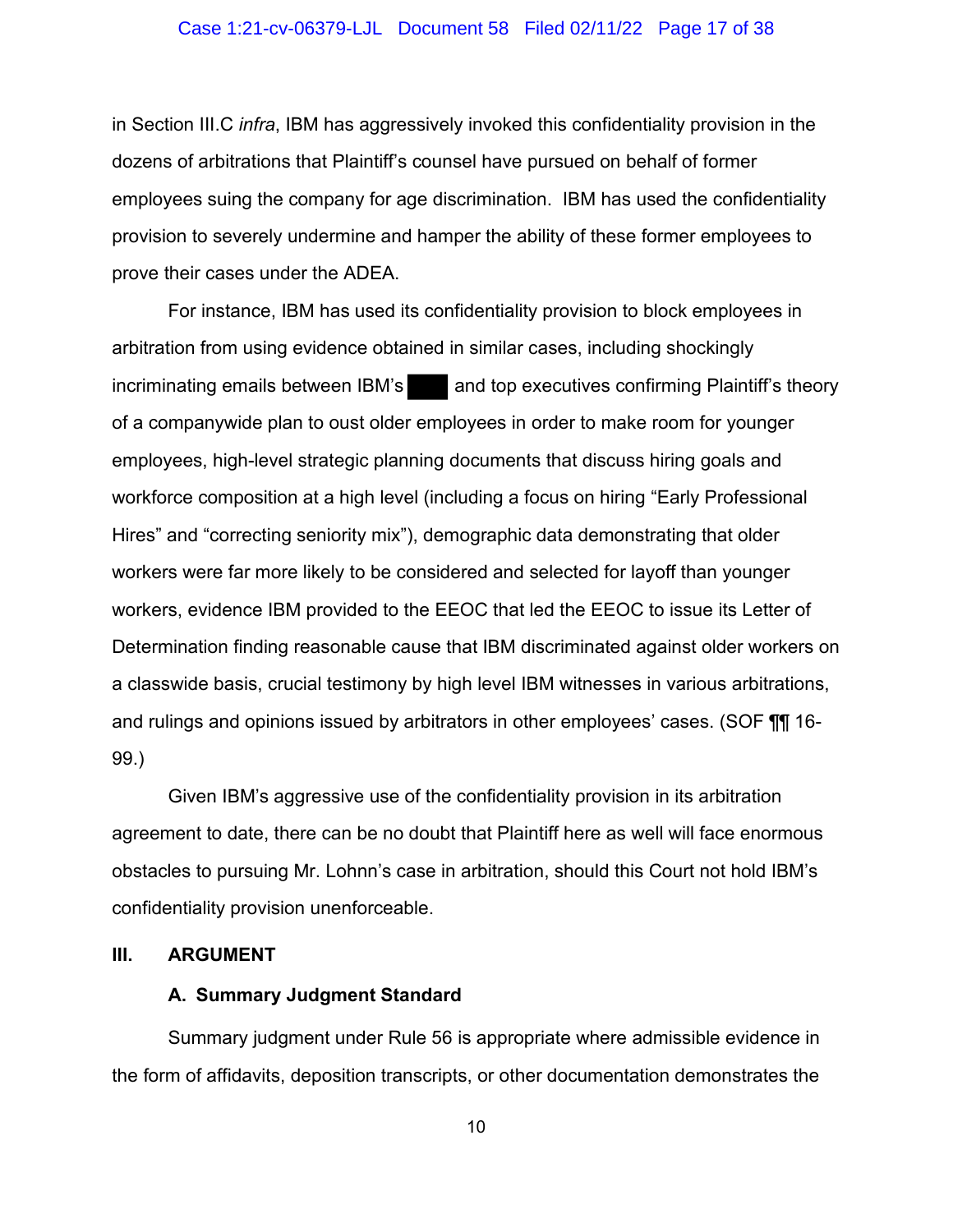in Section III.C *infra*, IBM has aggressively invoked this confidentiality provision in the dozens of arbitrations that Plaintiff's counsel have pursued on behalf of former employees suing the company for age discrimination. IBM has used the confidentiality provision to severely undermine and hamper the ability of these former employees to prove their cases under the ADEA.

For instance, IBM has used its confidentiality provision to block employees in arbitration from using evidence obtained in similar cases, including shockingly incriminating emails between IBM's ████ and top executives confirming Plaintiff's theory of a companywide plan to oust older employees in order to make room for younger employees, high-level strategic planning documents that discuss hiring goals and workforce composition at a high level (including a focus on hiring "Early Professional Hires" and "correcting seniority mix"), demographic data demonstrating that older workers were far more likely to be considered and selected for layoff than younger workers, evidence IBM provided to the EEOC that led the EEOC to issue its Letter of Determination finding reasonable cause that IBM discriminated against older workers on a classwide basis, crucial testimony by high level IBM witnesses in various arbitrations, and rulings and opinions issued by arbitrators in other employees' cases. (SOF ¶¶ 16-99.)

Given IBM's aggressive use of the confidentiality provision in its arbitration agreement to date, there can be no doubt that Plaintiff here as well will face enormous obstacles to pursuing Mr. Lohnn's case in arbitration, should this Court not hold IBM's confidentiality provision unenforceable.

## III. ARGUMENT

### A. Summary Judgment Standard

Summary judgment under Rule 56 is appropriate where admissible evidence in the form of affidavits, deposition transcripts, or other documentation demonstrates the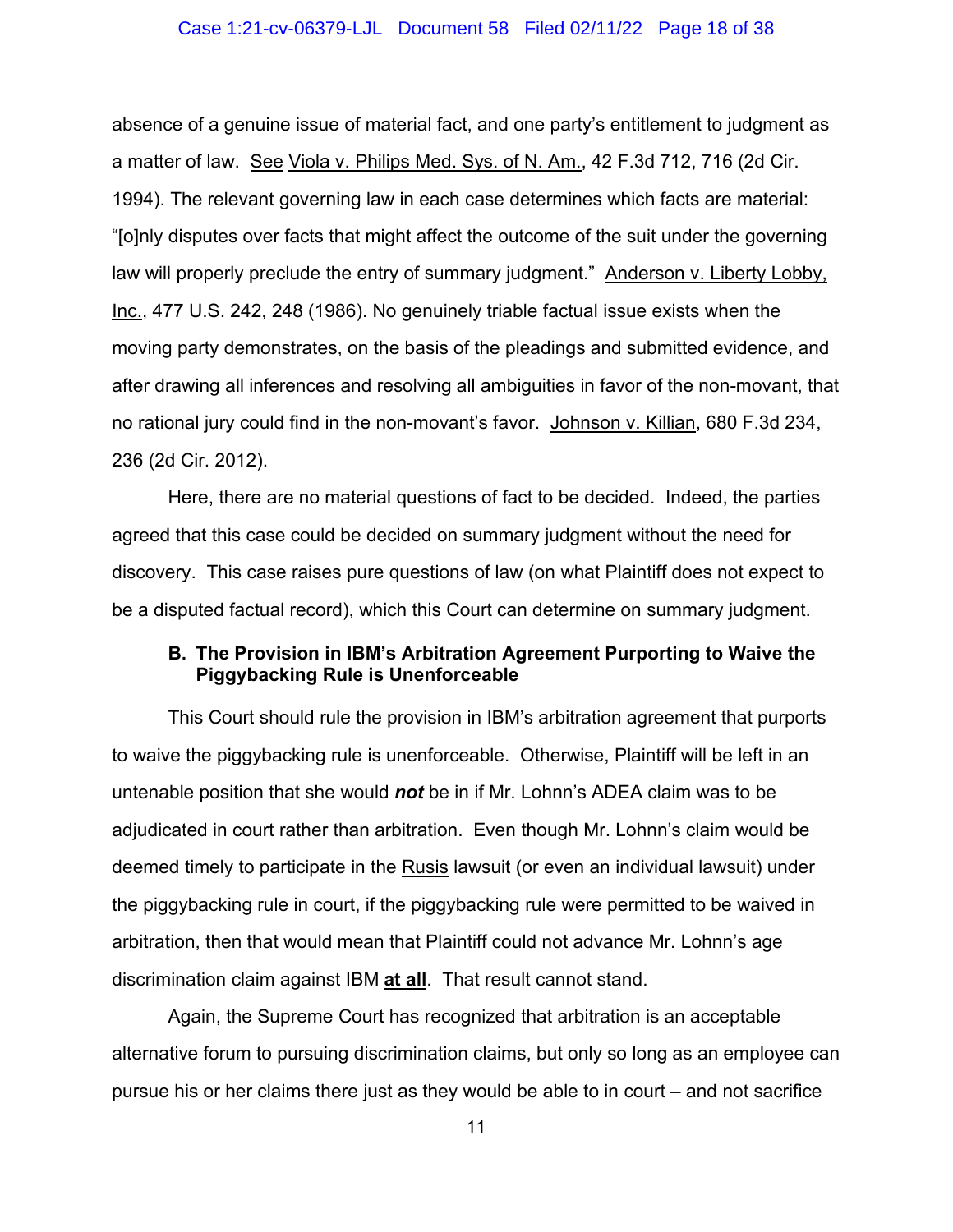absence of a genuine issue of material fact, and one party's entitlement to judgment as a matter of law. See Viola v. Philips Med. Sys. of N. Am., 42 F.3d 712, 716 (2d Cir. 1994). The relevant governing law in each case determines which facts are material: "[o]nly disputes over facts that might affect the outcome of the suit under the governing law will properly preclude the entry of summary judgment." Anderson v. Liberty Lobby, Inc., 477 U.S. 242, 248 (1986). No genuinely triable factual issue exists when the moving party demonstrates, on the basis of the pleadings and submitted evidence, and after drawing all inferences and resolving all ambiguities in favor of the non-movant, that no rational jury could find in the non-movant's favor. Johnson v. Killian, 680 F.3d 234, 236 (2d Cir. 2012).

Here, there are no material questions of fact to be decided. Indeed, the parties agreed that this case could be decided on summary judgment without the need for discovery. This case raises pure questions of law (on what Plaintiff does not expect to be a disputed factual record), which this Court can determine on summary judgment.

### B. The Provision in IBM's Arbitration Agreement Purporting to Waive the Piggybacking Rule is Unenforceable

This Court should rule the provision in IBM's arbitration agreement that purports to waive the piggybacking rule is unenforceable. Otherwise, Plaintiff will be left in an untenable position that she would ***not*** be in if Mr. Lohnn's ADEA claim was to be adjudicated in court rather than arbitration. Even though Mr. Lohnn's claim would be deemed timely to participate in the Rusis lawsuit (or even an individual lawsuit) under the piggybacking rule in court, if the piggybacking rule were permitted to be waived in arbitration, then that would mean that Plaintiff could not advance Mr. Lohnn's age discrimination claim against IBM **at all**. That result cannot stand.

Again, the Supreme Court has recognized that arbitration is an acceptable alternative forum to pursuing discrimination claims, but only so long as an employee can pursue his or her claims there just as they would be able to in court – and not sacrifice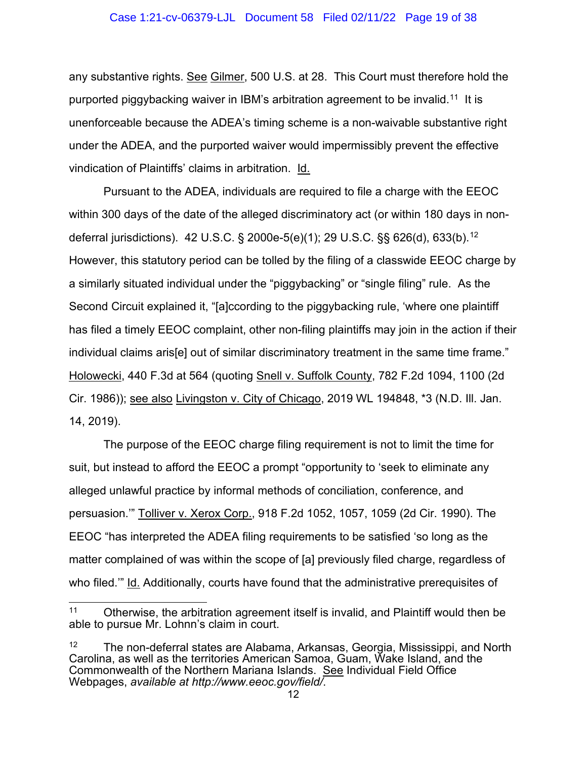any substantive rights. See Gilmer, 500 U.S. at 28. This Court must therefore hold the purported piggybacking waiver in IBM's arbitration agreement to be invalid.[11] It is unenforceable because the ADEA's timing scheme is a non-waivable substantive right under the ADEA, and the purported waiver would impermissibly prevent the effective vindication of Plaintiffs' claims in arbitration. Id.

Pursuant to the ADEA, individuals are required to file a charge with the EEOC within 300 days of the date of the alleged discriminatory act (or within 180 days in non-deferral jurisdictions). 42 U.S.C. § 2000e-5(e)(1); 29 U.S.C. §§ 626(d), 633(b).[12] However, this statutory period can be tolled by the filing of a classwide EEOC charge by a similarly situated individual under the "piggybacking" or "single filing" rule. As the Second Circuit explained it, "[a]ccording to the piggybacking rule, 'where one plaintiff has filed a timely EEOC complaint, other non-filing plaintiffs may join in the action if their individual claims aris[e] out of similar discriminatory treatment in the same time frame." Holowecki, 440 F.3d at 564 (quoting Snell v. Suffolk County, 782 F.2d 1094, 1100 (2d Cir. 1986)); see also Livingston v. City of Chicago, 2019 WL 194848, *3 (N.D. Ill. Jan. 14, 2019).

The purpose of the EEOC charge filing requirement is not to limit the time for suit, but instead to afford the EEOC a prompt "opportunity to 'seek to eliminate any alleged unlawful practice by informal methods of conciliation, conference, and persuasion.'" Tolliver v. Xerox Corp., 918 F.2d 1052, 1057, 1059 (2d Cir. 1990). The EEOC "has interpreted the ADEA filing requirements to be satisfied 'so long as the matter complained of was within the scope of [a] previously filed charge, regardless of who filed.'" Id. Additionally, courts have found that the administrative prerequisites of

---

[11] Otherwise, the arbitration agreement itself is invalid, and Plaintiff would then be able to pursue Mr. Lohnn's claim in court.

[12] The non-deferral states are Alabama, Arkansas, Georgia, Mississippi, and North Carolina, as well as the territories American Samoa, Guam, Wake Island, and the Commonwealth of the Northern Mariana Islands. See Individual Field Office Webpages, *available at http://www.eeoc.gov/field/*.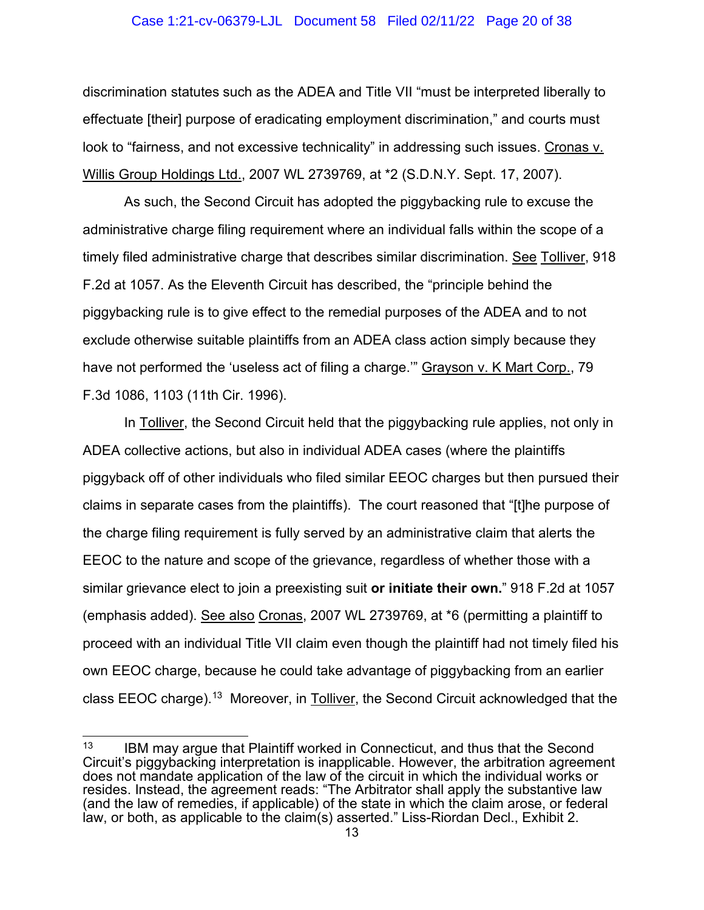discrimination statutes such as the ADEA and Title VII "must be interpreted liberally to effectuate [their] purpose of eradicating employment discrimination," and courts must look to "fairness, and not excessive technicality" in addressing such issues. Cronas v. Willis Group Holdings Ltd., 2007 WL 2739769, at *2 (S.D.N.Y. Sept. 17, 2007).

As such, the Second Circuit has adopted the piggybacking rule to excuse the administrative charge filing requirement where an individual falls within the scope of a timely filed administrative charge that describes similar discrimination. See Tolliver, 918 F.2d at 1057. As the Eleventh Circuit has described, the "principle behind the piggybacking rule is to give effect to the remedial purposes of the ADEA and to not exclude otherwise suitable plaintiffs from an ADEA class action simply because they have not performed the 'useless act of filing a charge.'" Grayson v. K Mart Corp., 79 F.3d 1086, 1103 (11th Cir. 1996).

In Tolliver, the Second Circuit held that the piggybacking rule applies, not only in ADEA collective actions, but also in individual ADEA cases (where the plaintiffs piggyback off of other individuals who filed similar EEOC charges but then pursued their claims in separate cases from the plaintiffs). The court reasoned that "[t]he purpose of the charge filing requirement is fully served by an administrative claim that alerts the EEOC to the nature and scope of the grievance, regardless of whether those with a similar grievance elect to join a preexisting suit **or initiate their own.**" 918 F.2d at 1057 (emphasis added). See also Cronas, 2007 WL 2739769, at *6 (permitting a plaintiff to proceed with an individual Title VII claim even though the plaintiff had not timely filed his own EEOC charge, because he could take advantage of piggybacking from an earlier class EEOC charge).[13] Moreover, in Tolliver, the Second Circuit acknowledged that the

[13] IBM may argue that Plaintiff worked in Connecticut, and thus that the Second Circuit's piggybacking interpretation is inapplicable. However, the arbitration agreement does not mandate application of the law of the circuit in which the individual works or resides. Instead, the agreement reads: "The Arbitrator shall apply the substantive law (and the law of remedies, if applicable) of the state in which the claim arose, or federal law, or both, as applicable to the claim(s) asserted." Liss-Riordan Decl., Exhibit 2.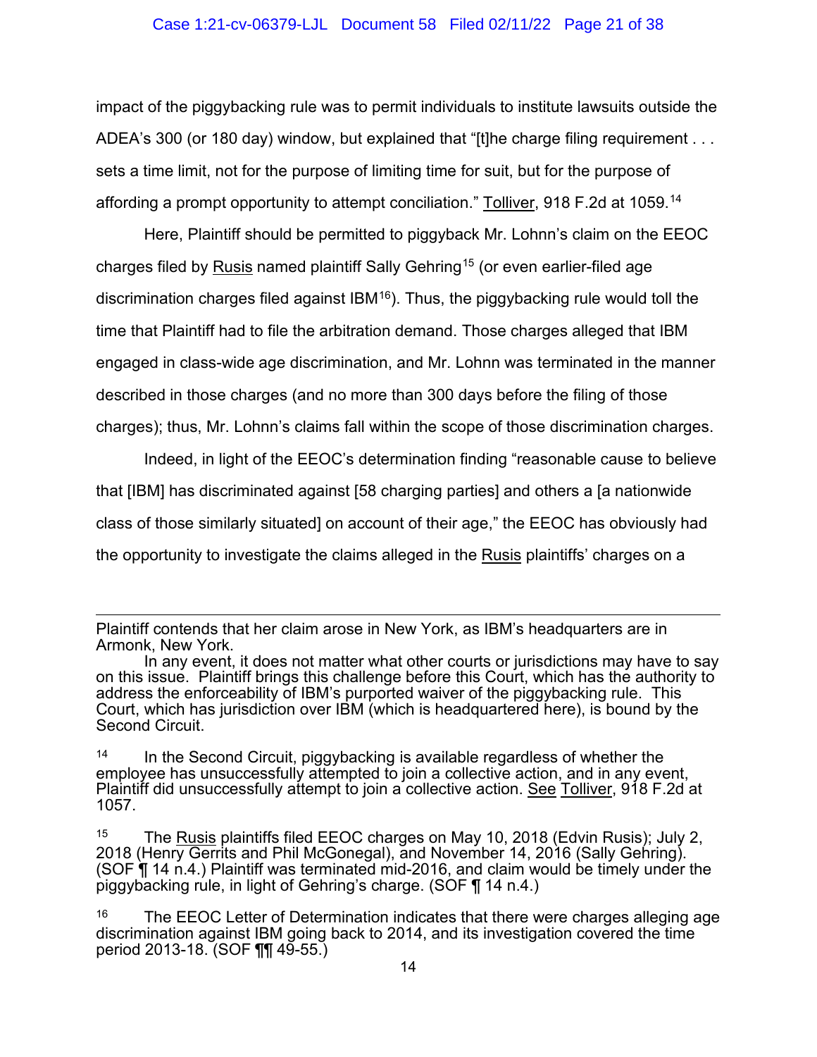impact of the piggybacking rule was to permit individuals to institute lawsuits outside the ADEA's 300 (or 180 day) window, but explained that "[t]he charge filing requirement . . . sets a time limit, not for the purpose of limiting time for suit, but for the purpose of affording a prompt opportunity to attempt conciliation." Tolliver, 918 F.2d at 1059.[14]

Here, Plaintiff should be permitted to piggyback Mr. Lohnn's claim on the EEOC charges filed by Rusis named plaintiff Sally Gehring[15] (or even earlier-filed age discrimination charges filed against IBM[16]). Thus, the piggybacking rule would toll the time that Plaintiff had to file the arbitration demand. Those charges alleged that IBM engaged in class-wide age discrimination, and Mr. Lohnn was terminated in the manner described in those charges (and no more than 300 days before the filing of those charges); thus, Mr. Lohnn's claims fall within the scope of those discrimination charges.

Indeed, in light of the EEOC's determination finding "reasonable cause to believe that [IBM] has discriminated against [58 charging parties] and others a [a nationwide class of those similarly situated] on account of their age," the EEOC has obviously had the opportunity to investigate the claims alleged in the Rusis plaintiffs' charges on a

---

Plaintiff contends that her claim arose in New York, as IBM's headquarters are in Armonk, New York.

In any event, it does not matter what other courts or jurisdictions may have to say on this issue. Plaintiff brings this challenge before this Court, which has the authority to address the enforceability of IBM's purported waiver of the piggybacking rule. This Court, which has jurisdiction over IBM (which is headquartered here), is bound by the Second Circuit.

[14] In the Second Circuit, piggybacking is available regardless of whether the employee has unsuccessfully attempted to join a collective action, and in any event, Plaintiff did unsuccessfully attempt to join a collective action. See Tolliver, 918 F.2d at 1057.

[15] The Rusis plaintiffs filed EEOC charges on May 10, 2018 (Edvin Rusis); July 2, 2018 (Henry Gerrits and Phil McGonegal), and November 14, 2016 (Sally Gehring). (SOF ¶ 14 n.4.) Plaintiff was terminated mid-2016, and claim would be timely under the piggybacking rule, in light of Gehring's charge. (SOF ¶ 14 n.4.)

[16] The EEOC Letter of Determination indicates that there were charges alleging age discrimination against IBM going back to 2014, and its investigation covered the time period 2013-18. (SOF ¶¶ 49-55.)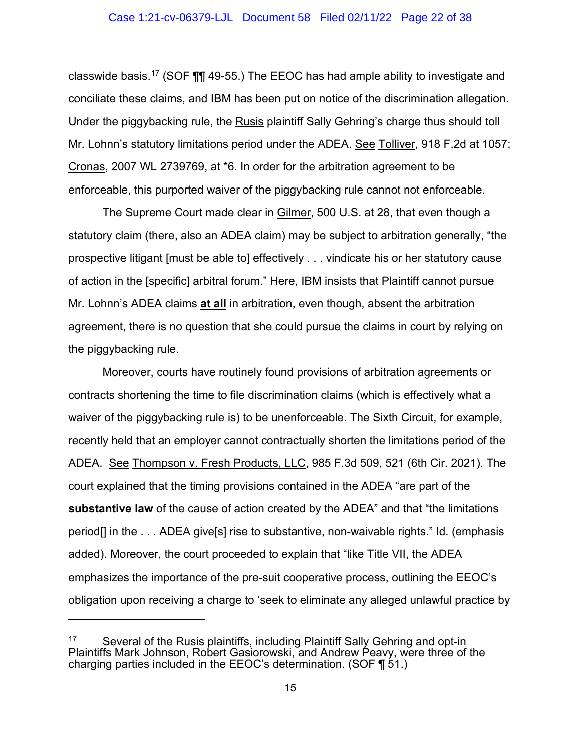classwide basis.[17] (SOF ¶¶ 49-55.) The EEOC has had ample ability to investigate and conciliate these claims, and IBM has been put on notice of the discrimination allegation. Under the piggybacking rule, the Rusis plaintiff Sally Gehring's charge thus should toll Mr. Lohnn's statutory limitations period under the ADEA. See Tolliver, 918 F.2d at 1057; Cronas, 2007 WL 2739769, at *6. In order for the arbitration agreement to be enforceable, this purported waiver of the piggybacking rule cannot not enforceable.

The Supreme Court made clear in Gilmer, 500 U.S. at 28, that even though a statutory claim (there, also an ADEA claim) may be subject to arbitration generally, "the prospective litigant [must be able to] effectively . . . vindicate his or her statutory cause of action in the [specific] arbitral forum." Here, IBM insists that Plaintiff cannot pursue Mr. Lohnn's ADEA claims **at all** in arbitration, even though, absent the arbitration agreement, there is no question that she could pursue the claims in court by relying on the piggybacking rule.

Moreover, courts have routinely found provisions of arbitration agreements or contracts shortening the time to file discrimination claims (which is effectively what a waiver of the piggybacking rule is) to be unenforceable. The Sixth Circuit, for example, recently held that an employer cannot contractually shorten the limitations period of the ADEA. See Thompson v. Fresh Products, LLC, 985 F.3d 509, 521 (6th Cir. 2021). The court explained that the timing provisions contained in the ADEA "are part of the **substantive law** of the cause of action created by the ADEA" and that "the limitations period[] in the . . . ADEA give[s] rise to substantive, non-waivable rights." Id. (emphasis added). Moreover, the court proceeded to explain that "like Title VII, the ADEA emphasizes the importance of the pre-suit cooperative process, outlining the EEOC's obligation upon receiving a charge to 'seek to eliminate any alleged unlawful practice by

---

[17] Several of the Rusis plaintiffs, including Plaintiff Sally Gehring and opt-in Plaintiffs Mark Johnson, Robert Gasiorowski, and Andrew Peavy, were three of the charging parties included in the EEOC's determination. (SOF ¶ 51.)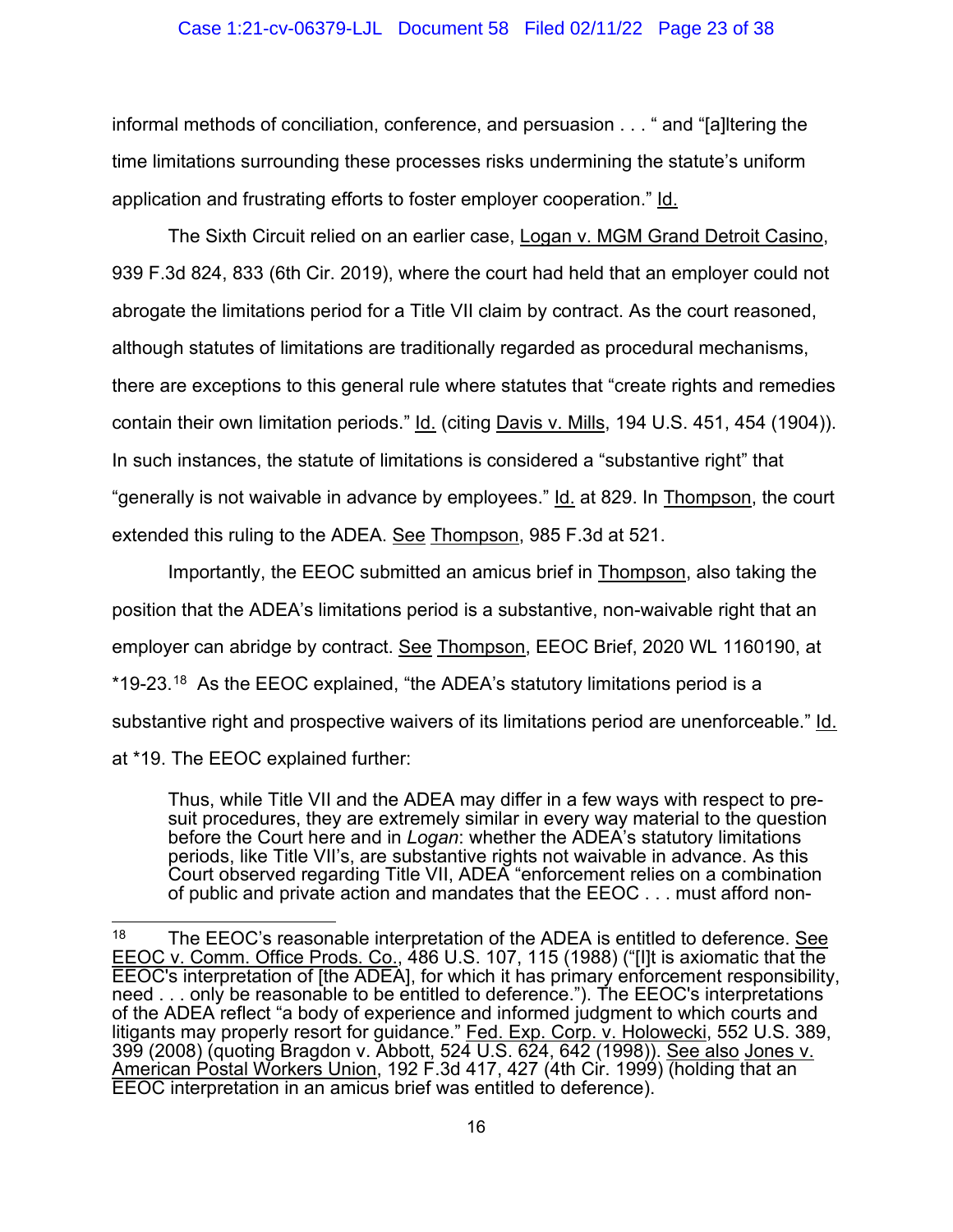informal methods of conciliation, conference, and persuasion . . . " and "[a]ltering the time limitations surrounding these processes risks undermining the statute's uniform application and frustrating efforts to foster employer cooperation." Id.

The Sixth Circuit relied on an earlier case, Logan v. MGM Grand Detroit Casino, 939 F.3d 824, 833 (6th Cir. 2019), where the court had held that an employer could not abrogate the limitations period for a Title VII claim by contract. As the court reasoned, although statutes of limitations are traditionally regarded as procedural mechanisms, there are exceptions to this general rule where statutes that "create rights and remedies contain their own limitation periods." Id. (citing Davis v. Mills, 194 U.S. 451, 454 (1904)). In such instances, the statute of limitations is considered a "substantive right" that "generally is not waivable in advance by employees." Id. at 829. In Thompson, the court extended this ruling to the ADEA. See Thompson, 985 F.3d at 521.

Importantly, the EEOC submitted an amicus brief in Thompson, also taking the position that the ADEA's limitations period is a substantive, non-waivable right that an employer can abridge by contract. See Thompson, EEOC Brief, 2020 WL 1160190, at *19-23.[18] As the EEOC explained, "the ADEA's statutory limitations period is a substantive right and prospective waivers of its limitations period are unenforceable." Id. at *19. The EEOC explained further:

> Thus, while Title VII and the ADEA may differ in a few ways with respect to pre-suit procedures, they are extremely similar in every way material to the question before the Court here and in *Logan*: whether the ADEA's statutory limitations periods, like Title VII's, are substantive rights not waivable in advance. As this Court observed regarding Title VII, ADEA "enforcement relies on a combination of public and private action and mandates that the EEOC . . . must afford non-

[18] The EEOC's reasonable interpretation of the ADEA is entitled to deference. See EEOC v. Comm. Office Prods. Co., 486 U.S. 107, 115 (1988) ("[I]t is axiomatic that the EEOC's interpretation of [the ADEA], for which it has primary enforcement responsibility, need . . . only be reasonable to be entitled to deference."). The EEOC's interpretations of the ADEA reflect "a body of experience and informed judgment to which courts and litigants may properly resort for guidance." Fed. Exp. Corp. v. Holowecki, 552 U.S. 389, 399 (2008) (quoting Bragdon v. Abbott, 524 U.S. 624, 642 (1998)). See also Jones v. American Postal Workers Union, 192 F.3d 417, 427 (4th Cir. 1999) (holding that an EEOC interpretation in an amicus brief was entitled to deference).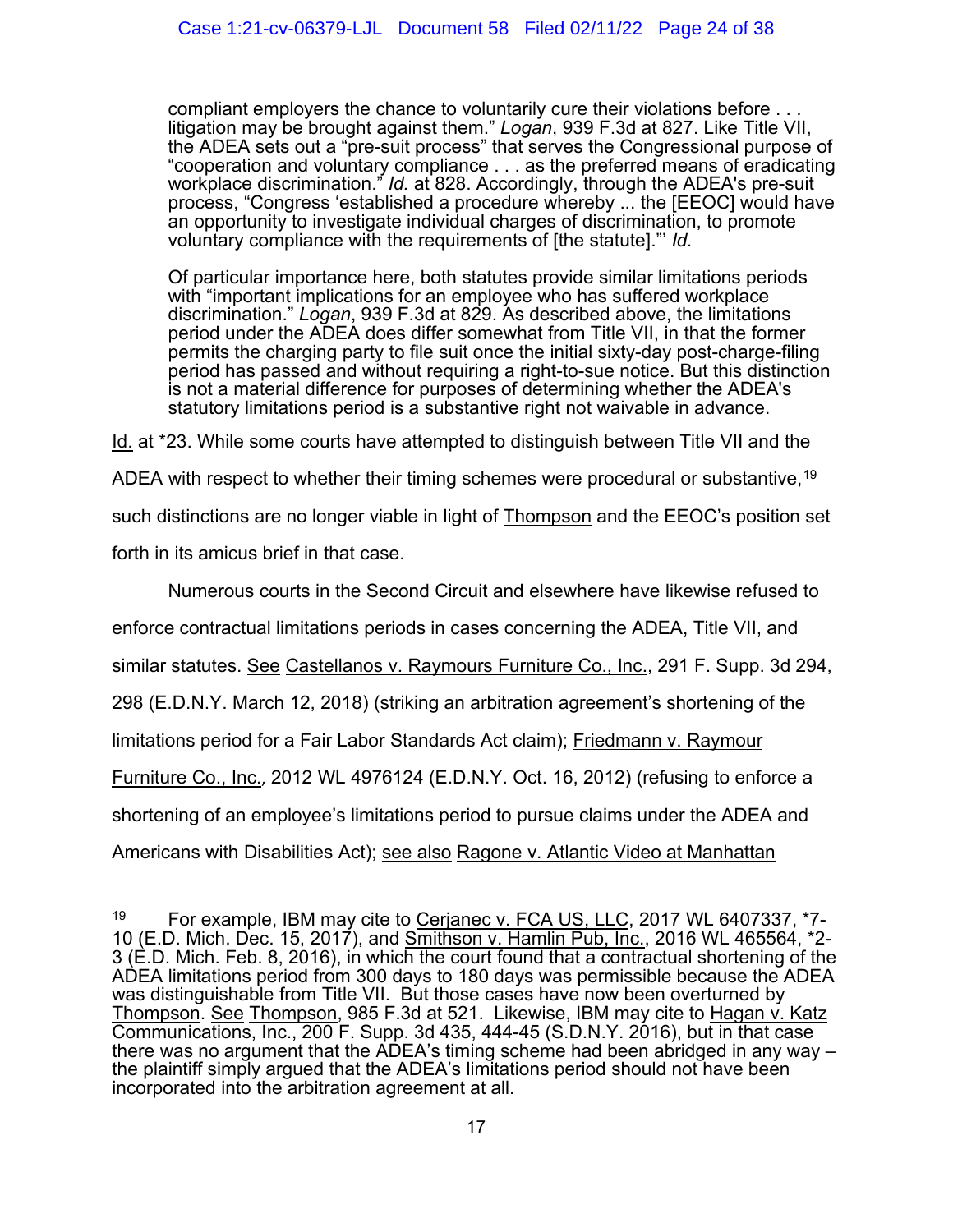> compliant employers the chance to voluntarily cure their violations before . . . litigation may be brought against them." *Logan*, 939 F.3d at 827. Like Title VII, the ADEA sets out a "pre-suit process" that serves the Congressional purpose of "cooperation and voluntary compliance . . . as the preferred means of eradicating workplace discrimination." *Id.* at 828. Accordingly, through the ADEA's pre-suit process, "Congress 'established a procedure whereby ... the [EEOC] would have an opportunity to investigate individual charges of discrimination, to promote voluntary compliance with the requirements of [the statute].'" *Id.*
>
> Of particular importance here, both statutes provide similar limitations periods with "important implications for an employee who has suffered workplace discrimination." *Logan*, 939 F.3d at 829. As described above, the limitations period under the ADEA does differ somewhat from Title VII, in that the former permits the charging party to file suit once the initial sixty-day post-charge-filing period has passed and without requiring a right-to-sue notice. But this distinction is not a material difference for purposes of determining whether the ADEA's statutory limitations period is a substantive right not waivable in advance.

Id. at *23. While some courts have attempted to distinguish between Title VII and the ADEA with respect to whether their timing schemes were procedural or substantive,[19] such distinctions are no longer viable in light of Thompson and the EEOC's position set forth in its amicus brief in that case.

Numerous courts in the Second Circuit and elsewhere have likewise refused to enforce contractual limitations periods in cases concerning the ADEA, Title VII, and similar statutes. See Castellanos v. Raymours Furniture Co., Inc., 291 F. Supp. 3d 294, 298 (E.D.N.Y. March 12, 2018) (striking an arbitration agreement's shortening of the limitations period for a Fair Labor Standards Act claim); Friedmann v. Raymour Furniture Co., Inc., 2012 WL 4976124 (E.D.N.Y. Oct. 16, 2012) (refusing to enforce a shortening of an employee's limitations period to pursue claims under the ADEA and Americans with Disabilities Act); see also Ragone v. Atlantic Video at Manhattan

---

[19] For example, IBM may cite to Cerjanec v. FCA US, LLC, 2017 WL 6407337, *7-10 (E.D. Mich. Dec. 15, 2017), and Smithson v. Hamlin Pub, Inc., 2016 WL 465564, *2-3 (E.D. Mich. Feb. 8, 2016), in which the court found that a contractual shortening of the ADEA limitations period from 300 days to 180 days was permissible because the ADEA was distinguishable from Title VII. But those cases have now been overturned by Thompson. See Thompson, 985 F.3d at 521. Likewise, IBM may cite to Hagan v. Katz Communications, Inc., 200 F. Supp. 3d 435, 444-45 (S.D.N.Y. 2016), but in that case there was no argument that the ADEA's timing scheme had been abridged in any way – the plaintiff simply argued that the ADEA's limitations period should not have been incorporated into the arbitration agreement at all.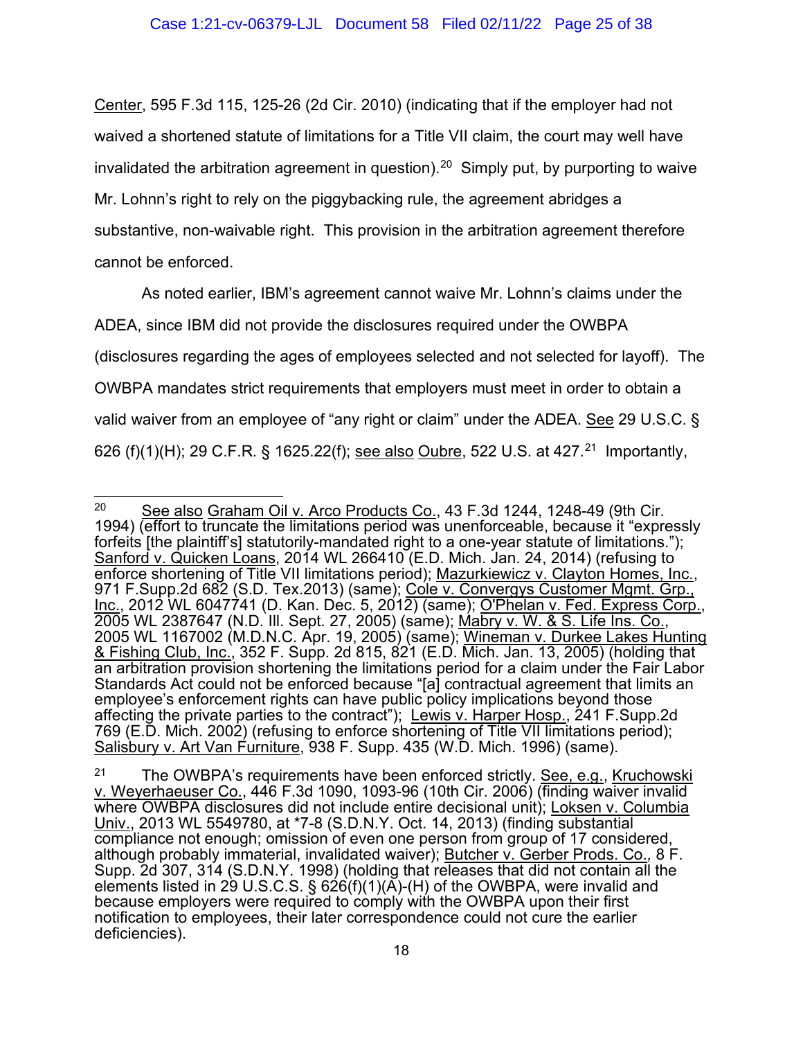Center, 595 F.3d 115, 125-26 (2d Cir. 2010) (indicating that if the employer had not waived a shortened statute of limitations for a Title VII claim, the court may well have invalidated the arbitration agreement in question).[20] Simply put, by purporting to waive Mr. Lohnn's right to rely on the piggybacking rule, the agreement abridges a substantive, non-waivable right. This provision in the arbitration agreement therefore cannot be enforced.

As noted earlier, IBM's agreement cannot waive Mr. Lohnn's claims under the ADEA, since IBM did not provide the disclosures required under the OWBPA (disclosures regarding the ages of employees selected and not selected for layoff). The OWBPA mandates strict requirements that employers must meet in order to obtain a valid waiver from an employee of "any right or claim" under the ADEA. See 29 U.S.C. § 626 (f)(1)(H); 29 C.F.R. § 1625.22(f); see also Oubre, 522 U.S. at 427.[21] Importantly,

---

[20] See also Graham Oil v. Arco Products Co., 43 F.3d 1244, 1248-49 (9th Cir. 1994) (effort to truncate the limitations period was unenforceable, because it "expressly forfeits [the plaintiff's] statutorily-mandated right to a one-year statute of limitations."); Sanford v. Quicken Loans, 2014 WL 266410 (E.D. Mich. Jan. 24, 2014) (refusing to enforce shortening of Title VII limitations period); Mazurkiewicz v. Clayton Homes, Inc., 971 F.Supp.2d 682 (S.D. Tex.2013) (same); Cole v. Convergys Customer Mgmt. Grp., Inc., 2012 WL 6047741 (D. Kan. Dec. 5, 2012) (same); O'Phelan v. Fed. Express Corp., 2005 WL 2387647 (N.D. Ill. Sept. 27, 2005) (same); Mabry v. W. & S. Life Ins. Co., 2005 WL 1167002 (M.D.N.C. Apr. 19, 2005) (same); Wineman v. Durkee Lakes Hunting & Fishing Club, Inc., 352 F. Supp. 2d 815, 821 (E.D. Mich. Jan. 13, 2005) (holding that an arbitration provision shortening the limitations period for a claim under the Fair Labor Standards Act could not be enforced because "[a] contractual agreement that limits an employee's enforcement rights can have public policy implications beyond those affecting the private parties to the contract"); Lewis v. Harper Hosp., 241 F.Supp.2d 769 (E.D. Mich. 2002) (refusing to enforce shortening of Title VII limitations period); Salisbury v. Art Van Furniture, 938 F. Supp. 435 (W.D. Mich. 1996) (same).

[21] The OWBPA's requirements have been enforced strictly. See, e.g., Kruchowski v. Weyerhaeuser Co., 446 F.3d 1090, 1093-96 (10th Cir. 2006) (finding waiver invalid where OWBPA disclosures did not include entire decisional unit); Loksen v. Columbia Univ., 2013 WL 5549780, at *7-8 (S.D.N.Y. Oct. 14, 2013) (finding substantial compliance not enough; omission of even one person from group of 17 considered, although probably immaterial, invalidated waiver); Butcher v. Gerber Prods. Co., 8 F. Supp. 2d 307, 314 (S.D.N.Y. 1998) (holding that releases that did not contain all the elements listed in 29 U.S.C.S. § 626(f)(1)(A)-(H) of the OWBPA, were invalid and because employers were required to comply with the OWBPA upon their first notification to employees, their later correspondence could not cure the earlier deficiencies).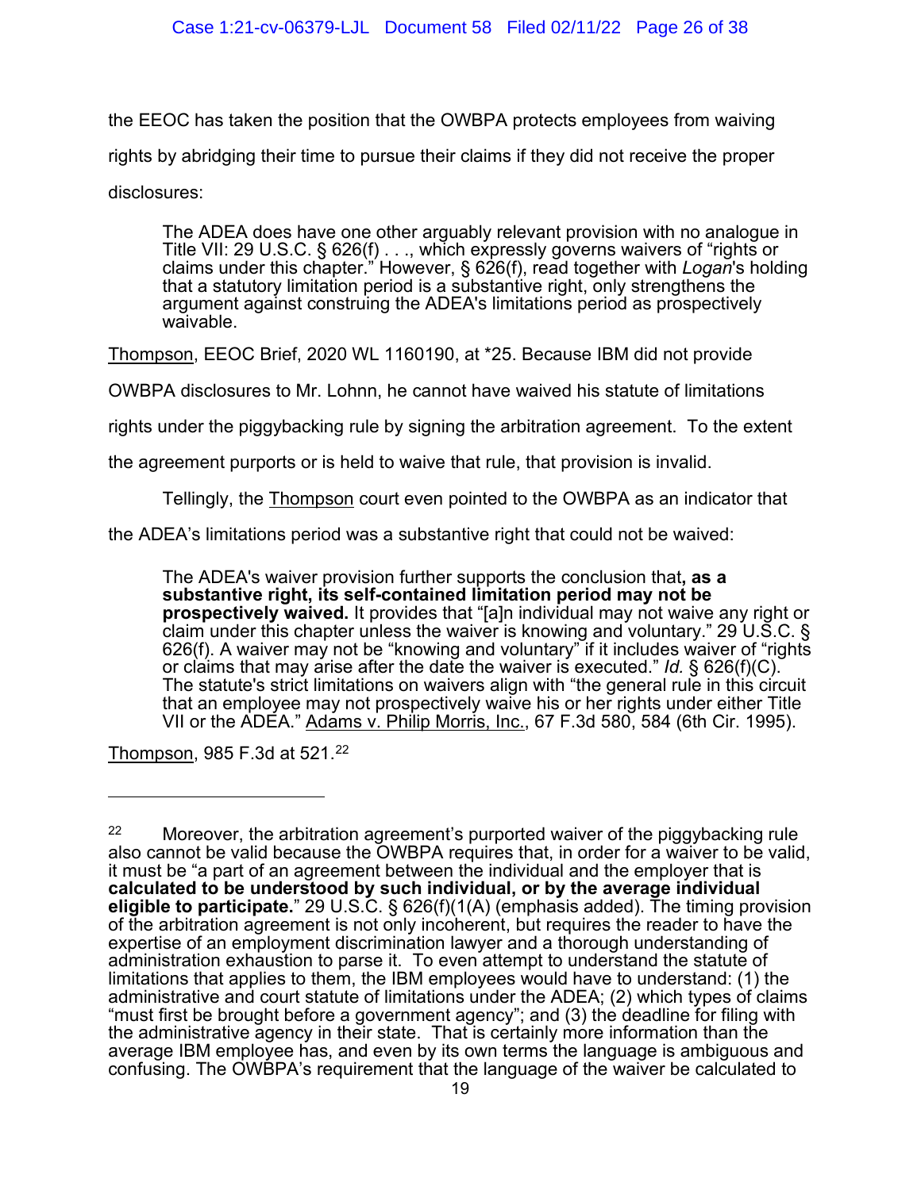the EEOC has taken the position that the OWBPA protects employees from waiving rights by abridging their time to pursue their claims if they did not receive the proper disclosures:

> The ADEA does have one other arguably relevant provision with no analogue in Title VII: 29 U.S.C. § 626(f) . . ., which expressly governs waivers of "rights or claims under this chapter." However, § 626(f), read together with *Logan*'s holding that a statutory limitation period is a substantive right, only strengthens the argument against construing the ADEA's limitations period as prospectively waivable.

Thompson, EEOC Brief, 2020 WL 1160190, at *25. Because IBM did not provide OWBPA disclosures to Mr. Lohnn, he cannot have waived his statute of limitations rights under the piggybacking rule by signing the arbitration agreement. To the extent the agreement purports or is held to waive that rule, that provision is invalid.

Tellingly, the Thompson court even pointed to the OWBPA as an indicator that the ADEA's limitations period was a substantive right that could not be waived:

> The ADEA's waiver provision further supports the conclusion that**, as a substantive right, its self-contained limitation period may not be prospectively waived.** It provides that "[a]n individual may not waive any right or claim under this chapter unless the waiver is knowing and voluntary." 29 U.S.C. § 626(f). A waiver may not be "knowing and voluntary" if it includes waiver of "rights or claims that may arise after the date the waiver is executed." *Id.* § 626(f)(C). The statute's strict limitations on waivers align with "the general rule in this circuit that an employee may not prospectively waive his or her rights under either Title VII or the ADEA." Adams v. Philip Morris, Inc., 67 F.3d 580, 584 (6th Cir. 1995).

Thompson, 985 F.3d at 521.[22]

---

[22] Moreover, the arbitration agreement's purported waiver of the piggybacking rule also cannot be valid because the OWBPA requires that, in order for a waiver to be valid, it must be "a part of an agreement between the individual and the employer that is **calculated to be understood by such individual, or by the average individual eligible to participate.**" 29 U.S.C. § 626(f)(1(A) (emphasis added). The timing provision of the arbitration agreement is not only incoherent, but requires the reader to have the expertise of an employment discrimination lawyer and a thorough understanding of administration exhaustion to parse it. To even attempt to understand the statute of limitations that applies to them, the IBM employees would have to understand: (1) the administrative and court statute of limitations under the ADEA; (2) which types of claims "must first be brought before a government agency"; and (3) the deadline for filing with the administrative agency in their state. That is certainly more information than the average IBM employee has, and even by its own terms the language is ambiguous and confusing. The OWBPA's requirement that the language of the waiver be calculated to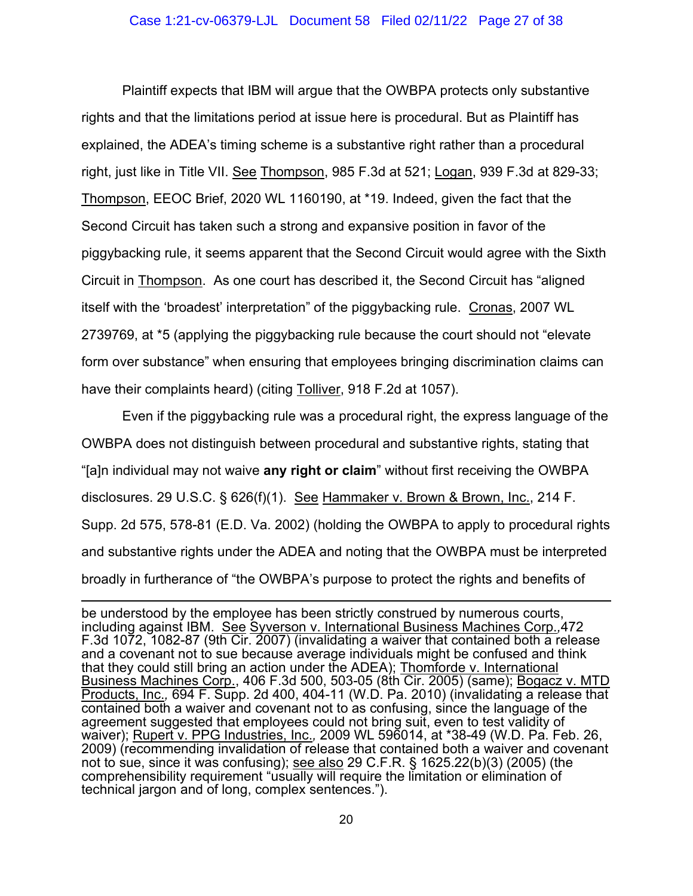Plaintiff expects that IBM will argue that the OWBPA protects only substantive rights and that the limitations period at issue here is procedural. But as Plaintiff has explained, the ADEA's timing scheme is a substantive right rather than a procedural right, just like in Title VII. See Thompson, 985 F.3d at 521; Logan, 939 F.3d at 829-33; Thompson, EEOC Brief, 2020 WL 1160190, at *19. Indeed, given the fact that the Second Circuit has taken such a strong and expansive position in favor of the piggybacking rule, it seems apparent that the Second Circuit would agree with the Sixth Circuit in Thompson. As one court has described it, the Second Circuit has "aligned itself with the 'broadest' interpretation" of the piggybacking rule. Cronas, 2007 WL 2739769, at *5 (applying the piggybacking rule because the court should not "elevate form over substance" when ensuring that employees bringing discrimination claims can have their complaints heard) (citing Tolliver, 918 F.2d at 1057).

Even if the piggybacking rule was a procedural right, the express language of the OWBPA does not distinguish between procedural and substantive rights, stating that "[a]n individual may not waive **any right or claim**" without first receiving the OWBPA disclosures. 29 U.S.C. § 626(f)(1). See Hammaker v. Brown & Brown, Inc., 214 F. Supp. 2d 575, 578-81 (E.D. Va. 2002) (holding the OWBPA to apply to procedural rights and substantive rights under the ADEA and noting that the OWBPA must be interpreted broadly in furtherance of "the OWBPA's purpose to protect the rights and benefits of

---

be understood by the employee has been strictly construed by numerous courts, including against IBM. See Syverson v. International Business Machines Corp.,472 F.3d 1072, 1082-87 (9th Cir. 2007) (invalidating a waiver that contained both a release and a covenant not to sue because average individuals might be confused and think that they could still bring an action under the ADEA); Thomforde v. International Business Machines Corp., 406 F.3d 500, 503-05 (8th Cir. 2005) (same); Bogacz v. MTD Products, Inc., 694 F. Supp. 2d 400, 404-11 (W.D. Pa. 2010) (invalidating a release that contained both a waiver and covenant not to as confusing, since the language of the agreement suggested that employees could not bring suit, even to test validity of waiver); Rupert v. PPG Industries, Inc., 2009 WL 596014, at *38-49 (W.D. Pa. Feb. 26, 2009) (recommending invalidation of release that contained both a waiver and covenant not to sue, since it was confusing); see also 29 C.F.R. § 1625.22(b)(3) (2005) (the comprehensibility requirement "usually will require the limitation or elimination of technical jargon and of long, complex sentences.").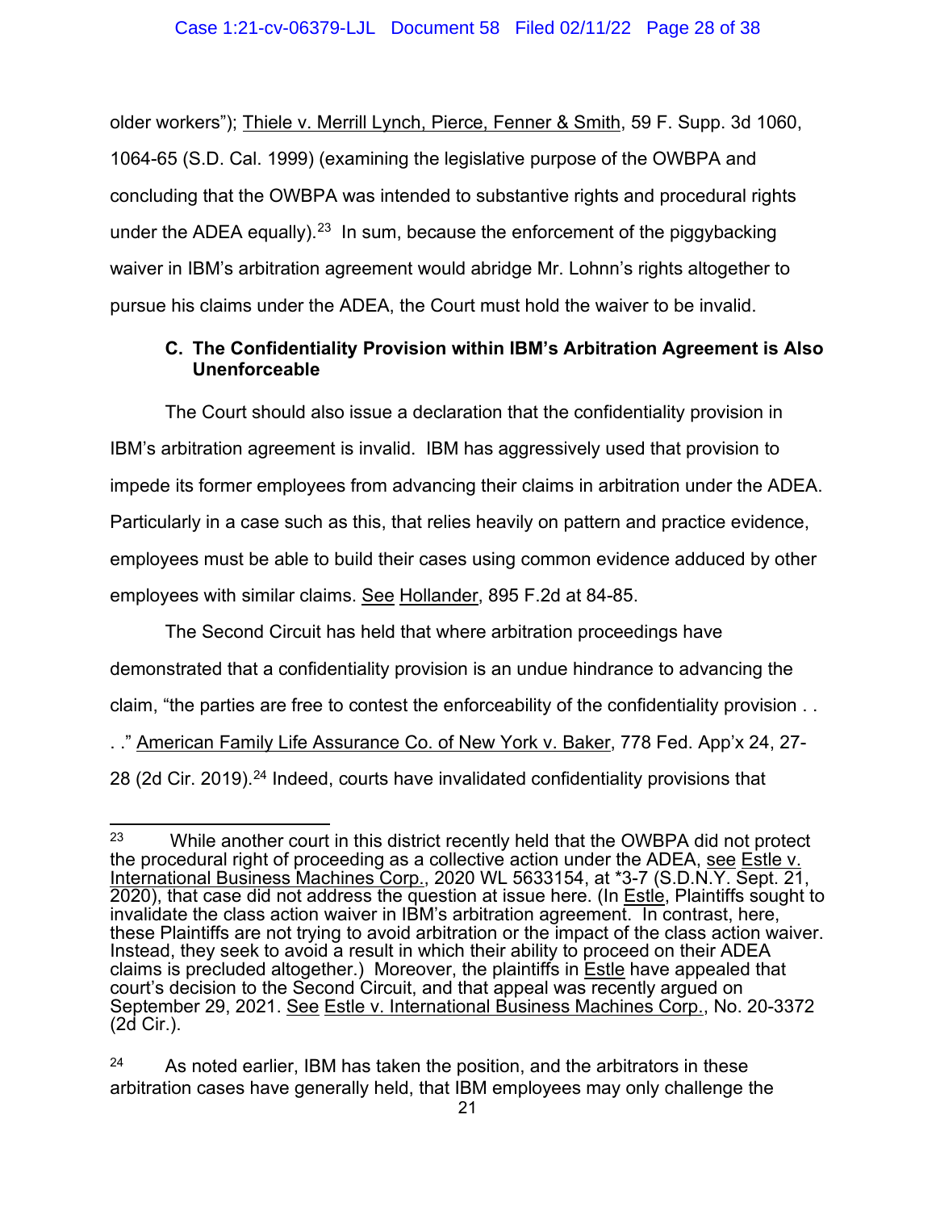older workers"); Thiele v. Merrill Lynch, Pierce, Fenner & Smith, 59 F. Supp. 3d 1060, 1064-65 (S.D. Cal. 1999) (examining the legislative purpose of the OWBPA and concluding that the OWBPA was intended to substantive rights and procedural rights under the ADEA equally).[23] In sum, because the enforcement of the piggybacking waiver in IBM's arbitration agreement would abridge Mr. Lohnn's rights altogether to pursue his claims under the ADEA, the Court must hold the waiver to be invalid.

### C. The Confidentiality Provision within IBM's Arbitration Agreement is Also Unenforceable

The Court should also issue a declaration that the confidentiality provision in IBM's arbitration agreement is invalid. IBM has aggressively used that provision to impede its former employees from advancing their claims in arbitration under the ADEA. Particularly in a case such as this, that relies heavily on pattern and practice evidence, employees must be able to build their cases using common evidence adduced by other employees with similar claims. See Hollander, 895 F.2d at 84-85.

The Second Circuit has held that where arbitration proceedings have demonstrated that a confidentiality provision is an undue hindrance to advancing the claim, "the parties are free to contest the enforceability of the confidentiality provision . . . ." American Family Life Assurance Co. of New York v. Baker, 778 Fed. App'x 24, 27-28 (2d Cir. 2019).[24] Indeed, courts have invalidated confidentiality provisions that

---

[23] While another court in this district recently held that the OWBPA did not protect the procedural right of proceeding as a collective action under the ADEA, see Estle v. International Business Machines Corp., 2020 WL 5633154, at *3-7 (S.D.N.Y. Sept. 21, 2020), that case did not address the question at issue here. (In Estle, Plaintiffs sought to invalidate the class action waiver in IBM's arbitration agreement. In contrast, here, these Plaintiffs are not trying to avoid arbitration or the impact of the class action waiver. Instead, they seek to avoid a result in which their ability to proceed on their ADEA claims is precluded altogether.) Moreover, the plaintiffs in Estle have appealed that court's decision to the Second Circuit, and that appeal was recently argued on September 29, 2021. See Estle v. International Business Machines Corp., No. 20-3372 (2d Cir.).

[24] As noted earlier, IBM has taken the position, and the arbitrators in these arbitration cases have generally held, that IBM employees may only challenge the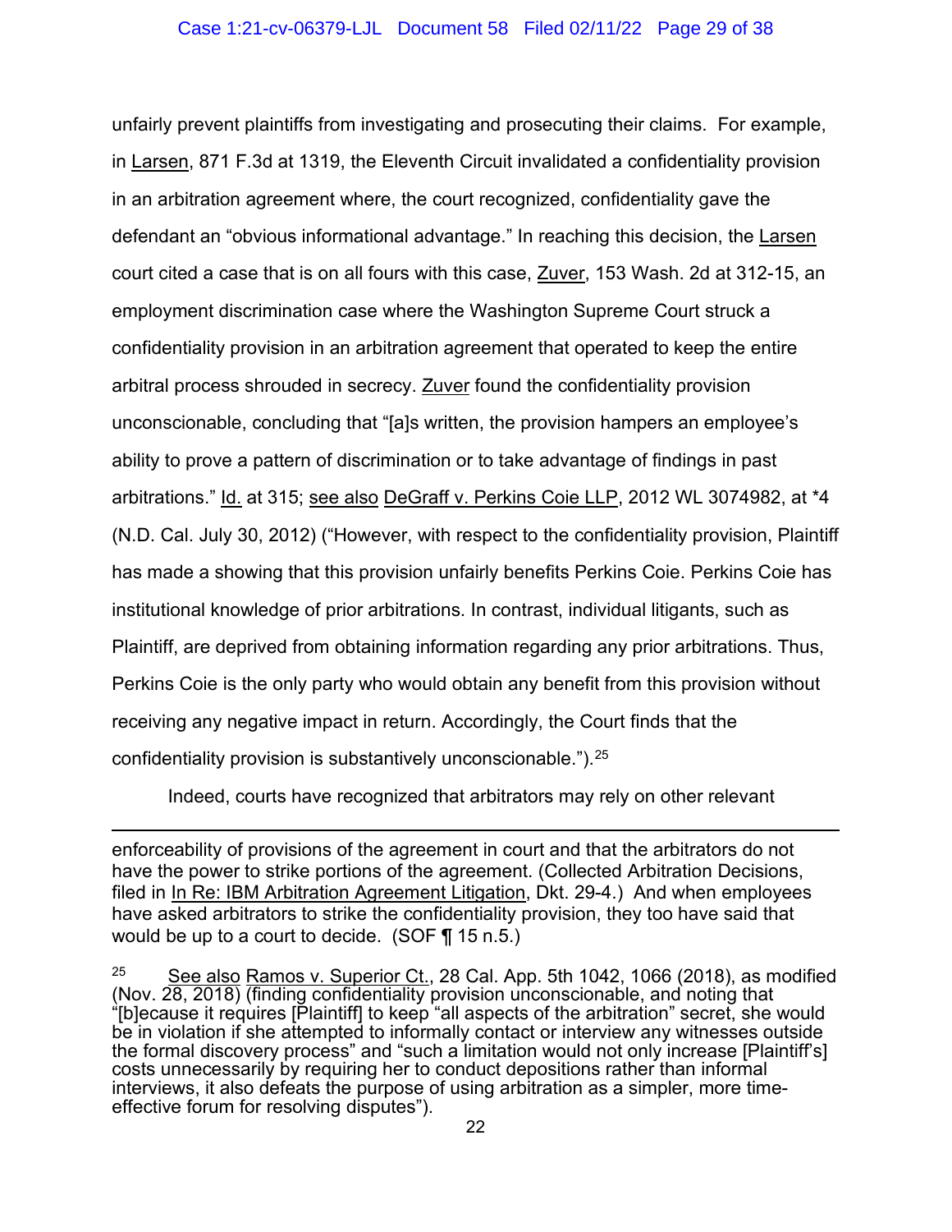unfairly prevent plaintiffs from investigating and prosecuting their claims. For example, in Larsen, 871 F.3d at 1319, the Eleventh Circuit invalidated a confidentiality provision in an arbitration agreement where, the court recognized, confidentiality gave the defendant an "obvious informational advantage." In reaching this decision, the Larsen court cited a case that is on all fours with this case, Zuver, 153 Wash. 2d at 312-15, an employment discrimination case where the Washington Supreme Court struck a confidentiality provision in an arbitration agreement that operated to keep the entire arbitral process shrouded in secrecy. Zuver found the confidentiality provision unconscionable, concluding that "[a]s written, the provision hampers an employee's ability to prove a pattern of discrimination or to take advantage of findings in past arbitrations." Id. at 315; see also DeGraff v. Perkins Coie LLP, 2012 WL 3074982, at *4 (N.D. Cal. July 30, 2012) ("However, with respect to the confidentiality provision, Plaintiff has made a showing that this provision unfairly benefits Perkins Coie. Perkins Coie has institutional knowledge of prior arbitrations. In contrast, individual litigants, such as Plaintiff, are deprived from obtaining information regarding any prior arbitrations. Thus, Perkins Coie is the only party who would obtain any benefit from this provision without receiving any negative impact in return. Accordingly, the Court finds that the confidentiality provision is substantively unconscionable.").[25]

Indeed, courts have recognized that arbitrators may rely on other relevant

---

enforceability of provisions of the agreement in court and that the arbitrators do not have the power to strike portions of the agreement. (Collected Arbitration Decisions, filed in In Re: IBM Arbitration Agreement Litigation, Dkt. 29-4.) And when employees have asked arbitrators to strike the confidentiality provision, they too have said that would be up to a court to decide. (SOF ¶ 15 n.5.)

[25] See also Ramos v. Superior Ct., 28 Cal. App. 5th 1042, 1066 (2018), as modified (Nov. 28, 2018) (finding confidentiality provision unconscionable, and noting that "[b]ecause it requires [Plaintiff] to keep "all aspects of the arbitration" secret, she would be in violation if she attempted to informally contact or interview any witnesses outside the formal discovery process" and "such a limitation would not only increase [Plaintiff's] costs unnecessarily by requiring her to conduct depositions rather than informal interviews, it also defeats the purpose of using arbitration as a simpler, more time-effective forum for resolving disputes").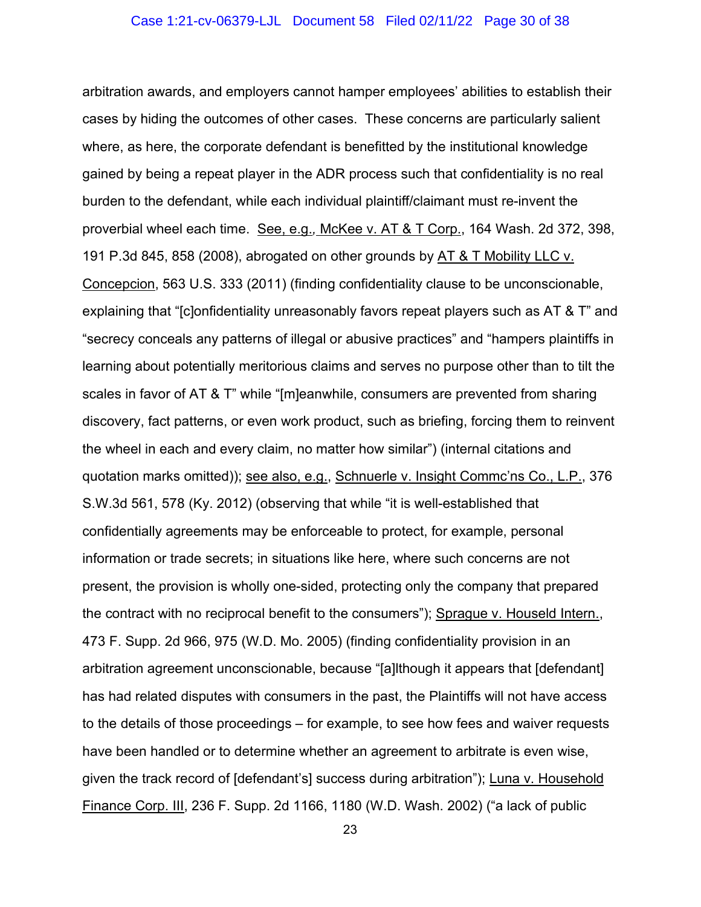arbitration awards, and employers cannot hamper employees' abilities to establish their cases by hiding the outcomes of other cases. These concerns are particularly salient where, as here, the corporate defendant is benefitted by the institutional knowledge gained by being a repeat player in the ADR process such that confidentiality is no real burden to the defendant, while each individual plaintiff/claimant must re-invent the proverbial wheel each time. See, e.g., McKee v. AT & T Corp., 164 Wash. 2d 372, 398, 191 P.3d 845, 858 (2008), abrogated on other grounds by AT & T Mobility LLC v. Concepcion, 563 U.S. 333 (2011) (finding confidentiality clause to be unconscionable, explaining that "[c]onfidentiality unreasonably favors repeat players such as AT & T" and "secrecy conceals any patterns of illegal or abusive practices" and "hampers plaintiffs in learning about potentially meritorious claims and serves no purpose other than to tilt the scales in favor of AT & T" while "[m]eanwhile, consumers are prevented from sharing discovery, fact patterns, or even work product, such as briefing, forcing them to reinvent the wheel in each and every claim, no matter how similar") (internal citations and quotation marks omitted)); see also, e.g., Schnuerle v. Insight Commc'ns Co., L.P., 376 S.W.3d 561, 578 (Ky. 2012) (observing that while "it is well-established that confidentially agreements may be enforceable to protect, for example, personal information or trade secrets; in situations like here, where such concerns are not present, the provision is wholly one-sided, protecting only the company that prepared the contract with no reciprocal benefit to the consumers"); Sprague v. Houseld Intern., 473 F. Supp. 2d 966, 975 (W.D. Mo. 2005) (finding confidentiality provision in an arbitration agreement unconscionable, because "[a]lthough it appears that [defendant] has had related disputes with consumers in the past, the Plaintiffs will not have access to the details of those proceedings – for example, to see how fees and waiver requests have been handled or to determine whether an agreement to arbitrate is even wise, given the track record of [defendant's] success during arbitration"); Luna v. Household Finance Corp. III, 236 F. Supp. 2d 1166, 1180 (W.D. Wash. 2002) ("a lack of public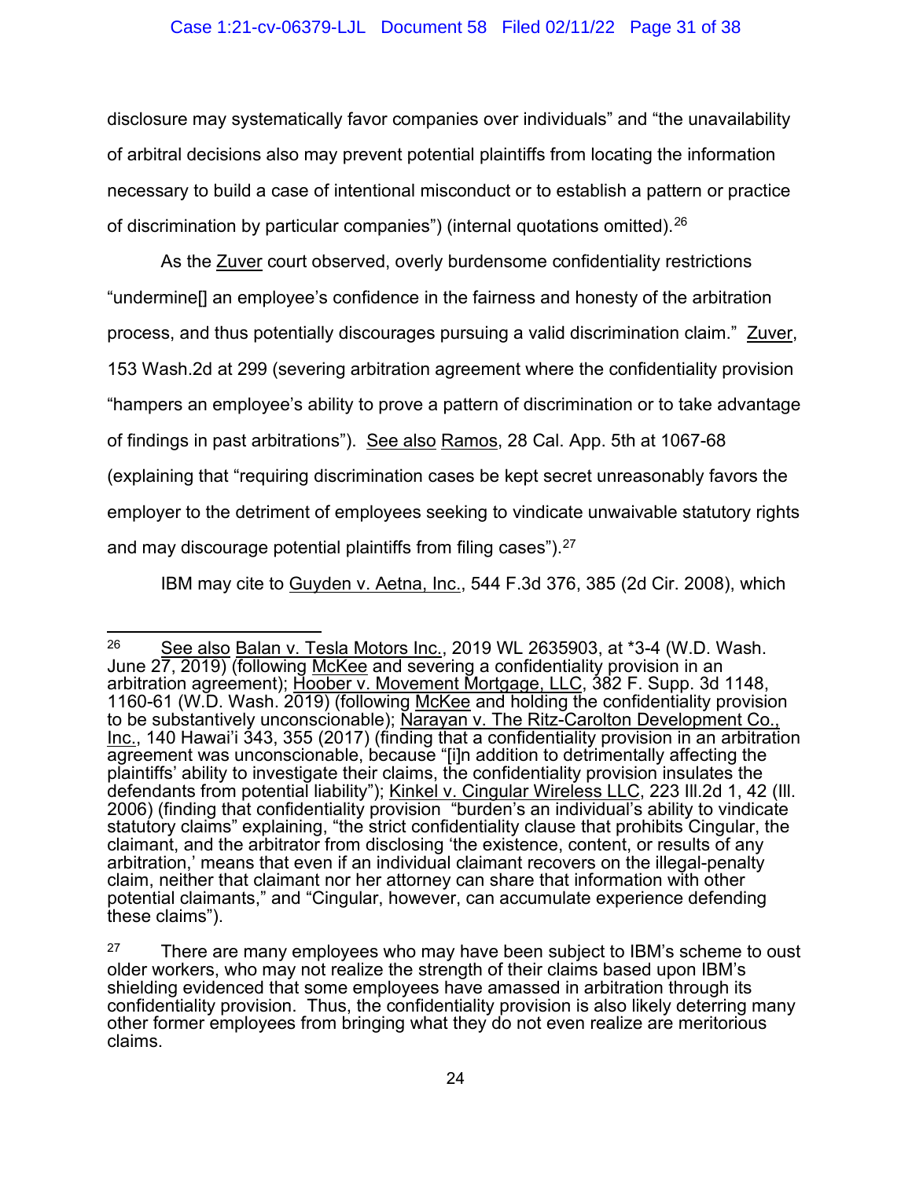disclosure may systematically favor companies over individuals" and "the unavailability of arbitral decisions also may prevent potential plaintiffs from locating the information necessary to build a case of intentional misconduct or to establish a pattern or practice of discrimination by particular companies") (internal quotations omitted).[26]

As the Zuver court observed, overly burdensome confidentiality restrictions "undermine[] an employee's confidence in the fairness and honesty of the arbitration process, and thus potentially discourages pursuing a valid discrimination claim." Zuver, 153 Wash.2d at 299 (severing arbitration agreement where the confidentiality provision "hampers an employee's ability to prove a pattern of discrimination or to take advantage of findings in past arbitrations"). See also Ramos, 28 Cal. App. 5th at 1067-68 (explaining that "requiring discrimination cases be kept secret unreasonably favors the employer to the detriment of employees seeking to vindicate unwaivable statutory rights and may discourage potential plaintiffs from filing cases").[27]

IBM may cite to Guyden v. Aetna, Inc., 544 F.3d 376, 385 (2d Cir. 2008), which

---

[26] See also Balan v. Tesla Motors Inc., 2019 WL 2635903, at *3-4 (W.D. Wash. June 27, 2019) (following McKee and severing a confidentiality provision in an arbitration agreement); Hoober v. Movement Mortgage, LLC, 382 F. Supp. 3d 1148, 1160-61 (W.D. Wash. 2019) (following McKee and holding the confidentiality provision to be substantively unconscionable); Narayan v. The Ritz-Carolton Development Co., Inc., 140 Hawai'i 343, 355 (2017) (finding that a confidentiality provision in an arbitration agreement was unconscionable, because "[i]n addition to detrimentally affecting the plaintiffs' ability to investigate their claims, the confidentiality provision insulates the defendants from potential liability"); Kinkel v. Cingular Wireless LLC, 223 Ill.2d 1, 42 (Ill. 2006) (finding that confidentiality provision "burden's an individual's ability to vindicate statutory claims" explaining, "the strict confidentiality clause that prohibits Cingular, the claimant, and the arbitrator from disclosing 'the existence, content, or results of any arbitration,' means that even if an individual claimant recovers on the illegal-penalty claim, neither that claimant nor her attorney can share that information with other potential claimants," and "Cingular, however, can accumulate experience defending these claims").

[27] There are many employees who may have been subject to IBM's scheme to oust older workers, who may not realize the strength of their claims based upon IBM's shielding evidenced that some employees have amassed in arbitration through its confidentiality provision. Thus, the confidentiality provision is also likely deterring many other former employees from bringing what they do not even realize are meritorious claims.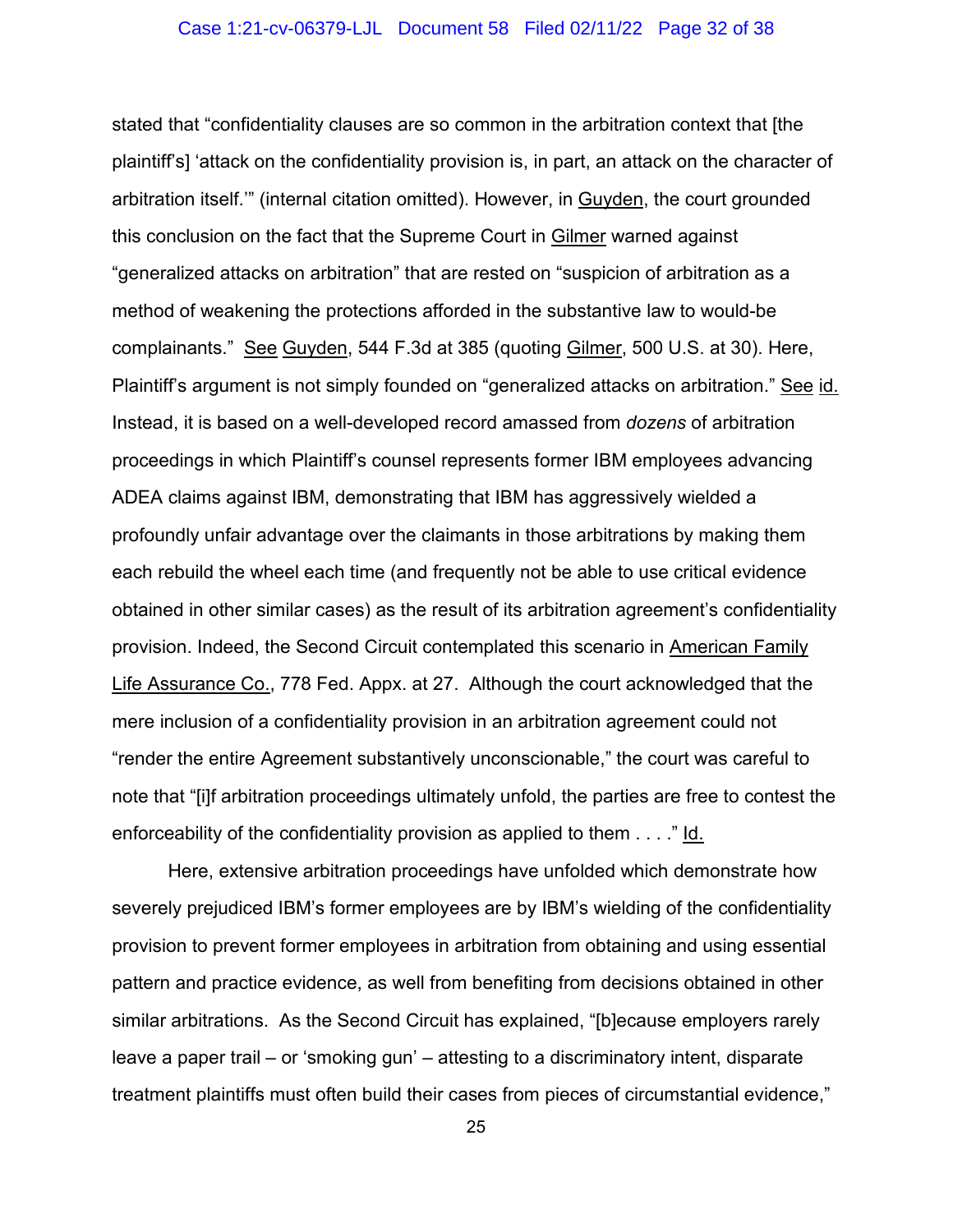stated that "confidentiality clauses are so common in the arbitration context that [the plaintiff's] 'attack on the confidentiality provision is, in part, an attack on the character of arbitration itself.'" (internal citation omitted). However, in Guyden, the court grounded this conclusion on the fact that the Supreme Court in Gilmer warned against "generalized attacks on arbitration" that are rested on "suspicion of arbitration as a method of weakening the protections afforded in the substantive law to would-be complainants." See Guyden, 544 F.3d at 385 (quoting Gilmer, 500 U.S. at 30). Here, Plaintiff's argument is not simply founded on "generalized attacks on arbitration." See id. Instead, it is based on a well-developed record amassed from *dozens* of arbitration proceedings in which Plaintiff's counsel represents former IBM employees advancing ADEA claims against IBM, demonstrating that IBM has aggressively wielded a profoundly unfair advantage over the claimants in those arbitrations by making them each rebuild the wheel each time (and frequently not be able to use critical evidence obtained in other similar cases) as the result of its arbitration agreement's confidentiality provision. Indeed, the Second Circuit contemplated this scenario in American Family Life Assurance Co., 778 Fed. Appx. at 27. Although the court acknowledged that the mere inclusion of a confidentiality provision in an arbitration agreement could not "render the entire Agreement substantively unconscionable," the court was careful to note that "[i]f arbitration proceedings ultimately unfold, the parties are free to contest the enforceability of the confidentiality provision as applied to them . . . ." Id.

Here, extensive arbitration proceedings have unfolded which demonstrate how severely prejudiced IBM's former employees are by IBM's wielding of the confidentiality provision to prevent former employees in arbitration from obtaining and using essential pattern and practice evidence, as well from benefiting from decisions obtained in other similar arbitrations. As the Second Circuit has explained, "[b]ecause employers rarely leave a paper trail – or 'smoking gun' – attesting to a discriminatory intent, disparate treatment plaintiffs must often build their cases from pieces of circumstantial evidence,"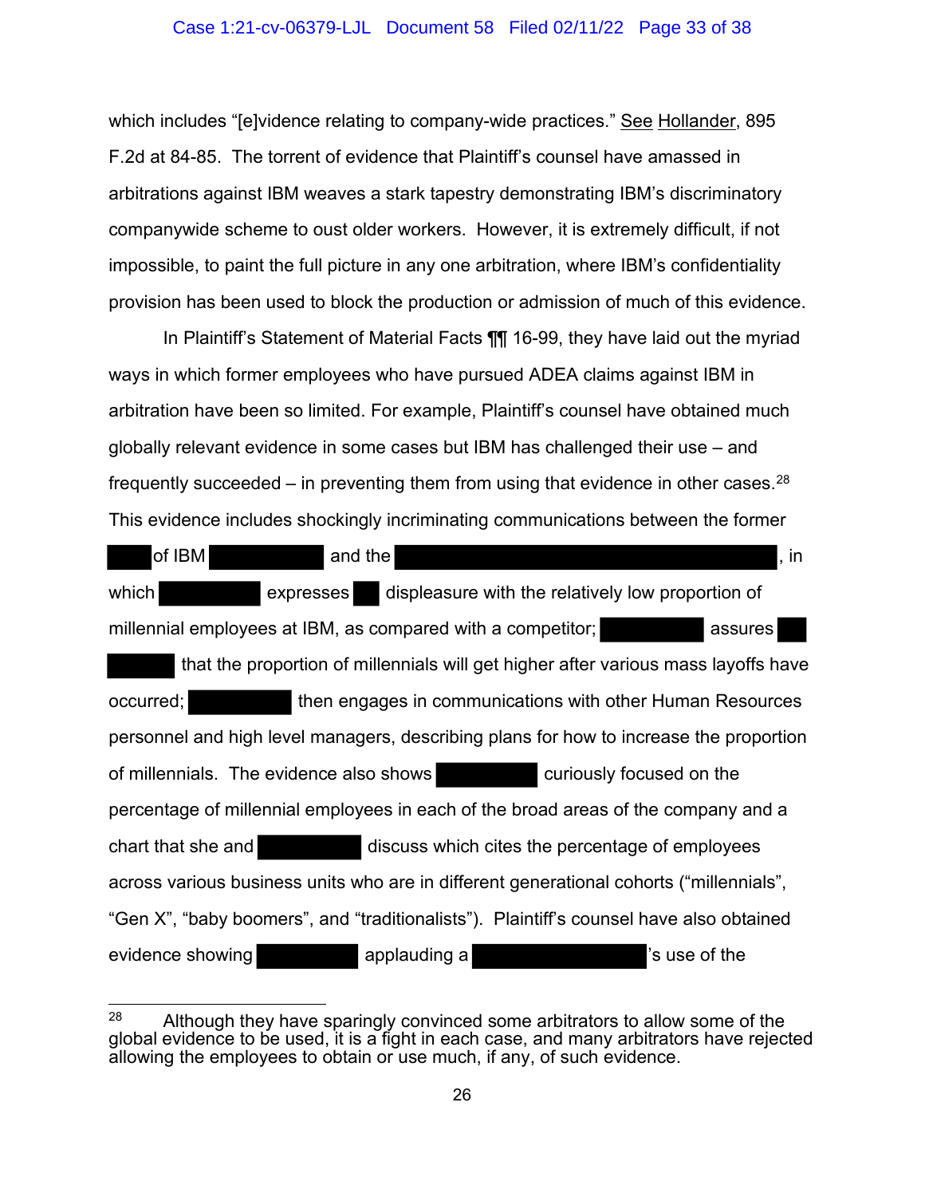which includes "[e]vidence relating to company-wide practices." See Hollander, 895 F.2d at 84-85. The torrent of evidence that Plaintiff's counsel have amassed in arbitrations against IBM weaves a stark tapestry demonstrating IBM's discriminatory companywide scheme to oust older workers. However, it is extremely difficult, if not impossible, to paint the full picture in any one arbitration, where IBM's confidentiality provision has been used to block the production or admission of much of this evidence.

In Plaintiff's Statement of Material Facts ¶¶ 16-99, they have laid out the myriad ways in which former employees who have pursued ADEA claims against IBM in arbitration have been so limited. For example, Plaintiff's counsel have obtained much globally relevant evidence in some cases but IBM has challenged their use – and frequently succeeded – in preventing them from using that evidence in other cases.[28] This evidence includes shockingly incriminating communications between the former ██████ of IBM ██████████ and the ██████████████████████████████████, in which ██████████ expresses ███ displeasure with the relatively low proportion of millennial employees at IBM, as compared with a competitor; ██████████ assures ███ ██████ that the proportion of millennials will get higher after various mass layoffs have occurred; ██████████ then engages in communications with other Human Resources personnel and high level managers, describing plans for how to increase the proportion of millennials. The evidence also shows ██████████ curiously focused on the percentage of millennial employees in each of the broad areas of the company and a chart that she and ██████████ discuss which cites the percentage of employees across various business units who are in different generational cohorts ("millennials", "Gen X", "baby boomers", and "traditionalists"). Plaintiff's counsel have also obtained evidence showing ██████████ applauding a ████████████████'s use of the

---

[28] Although they have sparingly convinced some arbitrators to allow some of the global evidence to be used, it is a fight in each case, and many arbitrators have rejected allowing the employees to obtain or use much, if any, of such evidence.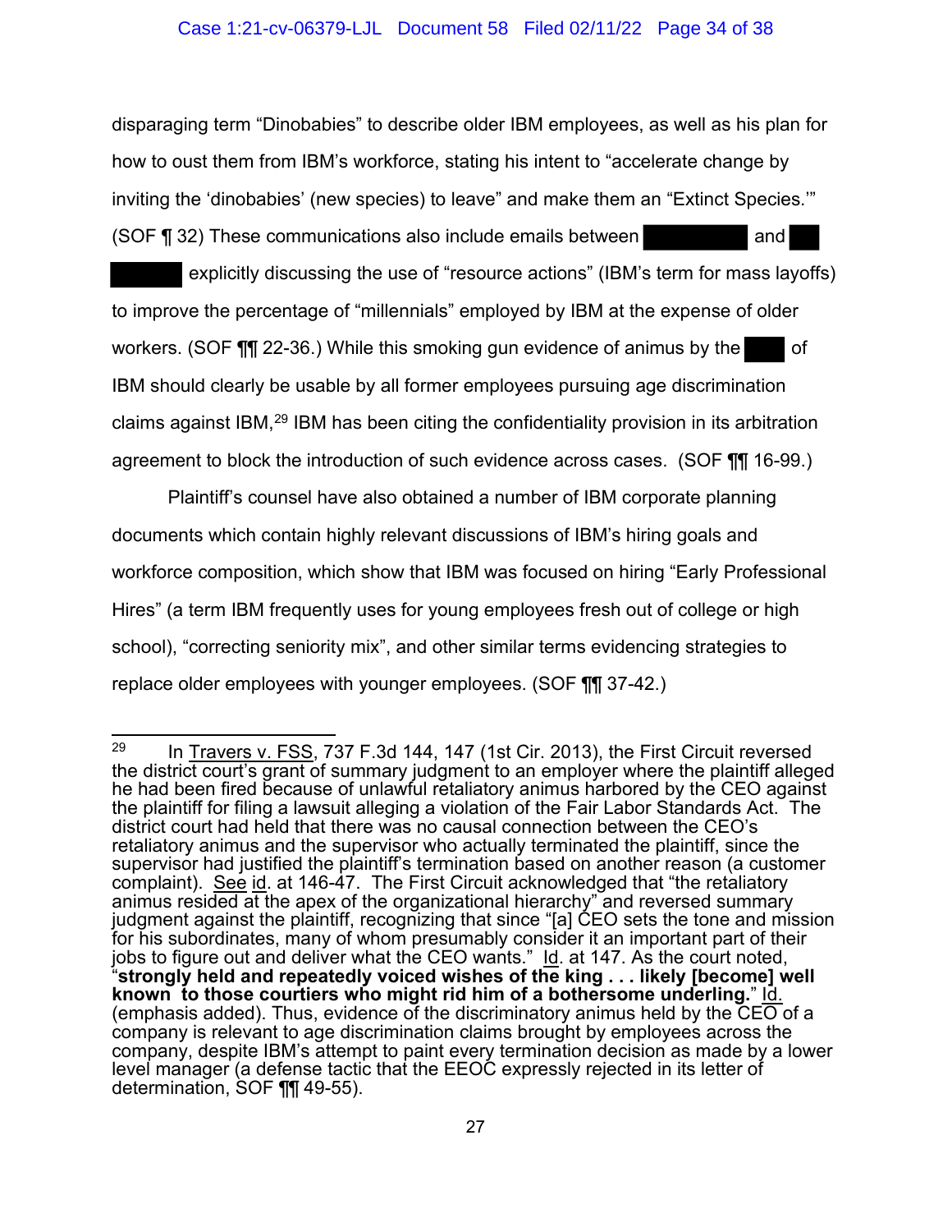disparaging term "Dinobabies" to describe older IBM employees, as well as his plan for how to oust them from IBM's workforce, stating his intent to "accelerate change by inviting the 'dinobabies' (new species) to leave" and make them an "Extinct Species.'" (SOF ¶ 32) These communications also include emails between [REDACTED] and [REDACTED] [REDACTED] explicitly discussing the use of "resource actions" (IBM's term for mass layoffs) to improve the percentage of "millennials" employed by IBM at the expense of older workers. (SOF ¶¶ 22-36.) While this smoking gun evidence of animus by the [REDACTED] of IBM should clearly be usable by all former employees pursuing age discrimination claims against IBM,[29] IBM has been citing the confidentiality provision in its arbitration agreement to block the introduction of such evidence across cases. (SOF ¶¶ 16-99.)

Plaintiff's counsel have also obtained a number of IBM corporate planning documents which contain highly relevant discussions of IBM's hiring goals and workforce composition, which show that IBM was focused on hiring "Early Professional Hires" (a term IBM frequently uses for young employees fresh out of college or high school), "correcting seniority mix", and other similar terms evidencing strategies to replace older employees with younger employees. (SOF ¶¶ 37-42.)

---

[29] In Travers v. FSS, 737 F.3d 144, 147 (1st Cir. 2013), the First Circuit reversed the district court's grant of summary judgment to an employer where the plaintiff alleged he had been fired because of unlawful retaliatory animus harbored by the CEO against the plaintiff for filing a lawsuit alleging a violation of the Fair Labor Standards Act. The district court had held that there was no causal connection between the CEO's retaliatory animus and the supervisor who actually terminated the plaintiff, since the supervisor had justified the plaintiff's termination based on another reason (a customer complaint). See id. at 146-47. The First Circuit acknowledged that "the retaliatory animus resided at the apex of the organizational hierarchy" and reversed summary judgment against the plaintiff, recognizing that since "[a] CEO sets the tone and mission for his subordinates, many of whom presumably consider it an important part of their jobs to figure out and deliver what the CEO wants." Id. at 147. As the court noted, "**strongly held and repeatedly voiced wishes of the king . . . likely [become] well known to those courtiers who might rid him of a bothersome underling.**" Id. (emphasis added). Thus, evidence of the discriminatory animus held by the CEO of a company is relevant to age discrimination claims brought by employees across the company, despite IBM's attempt to paint every termination decision as made by a lower level manager (a defense tactic that the EEOC expressly rejected in its letter of determination, SOF ¶¶ 49-55).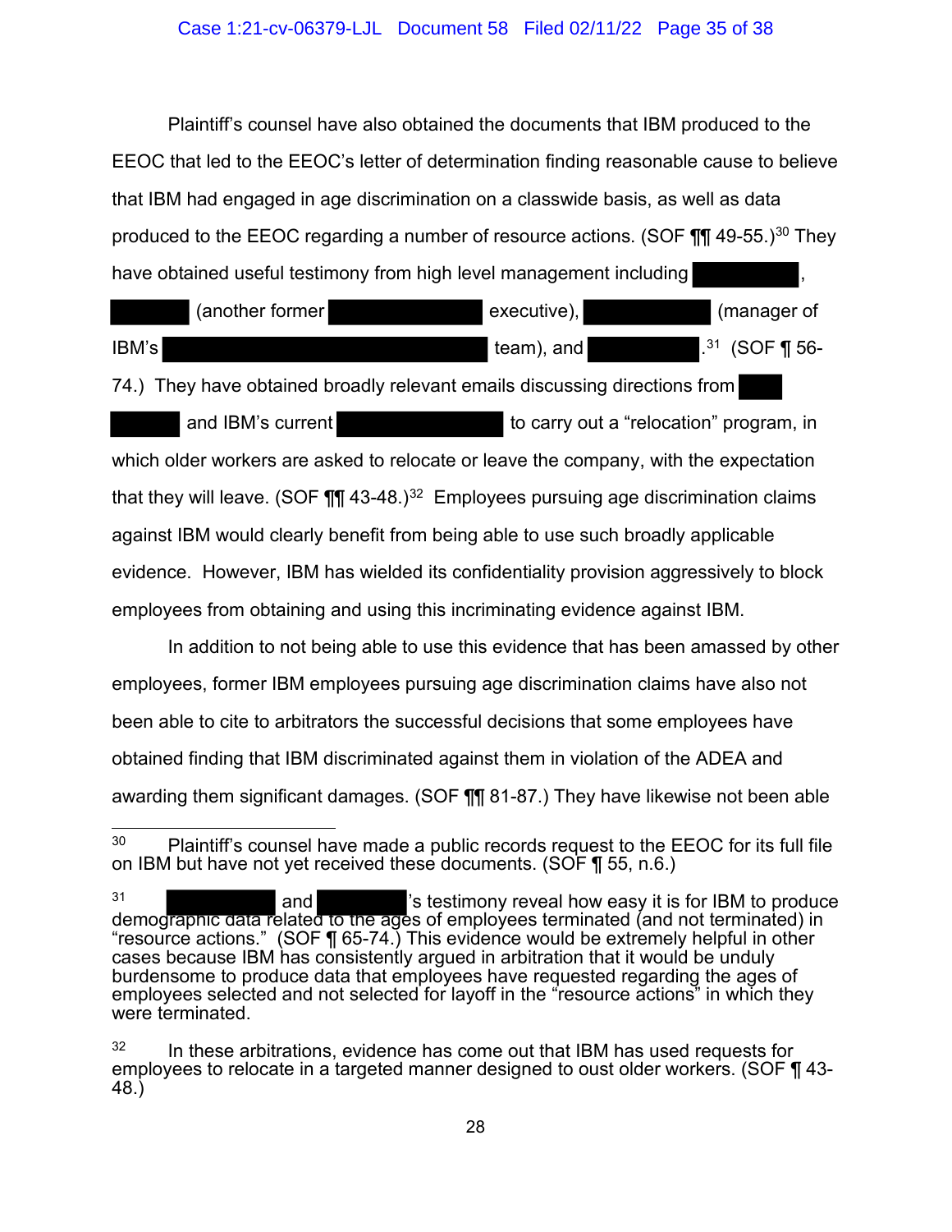Plaintiff's counsel have also obtained the documents that IBM produced to the EEOC that led to the EEOC's letter of determination finding reasonable cause to believe that IBM had engaged in age discrimination on a classwide basis, as well as data produced to the EEOC regarding a number of resource actions. (SOF ¶¶ 49-55.)[30] They have obtained useful testimony from high level management including [REDACTED], [REDACTED] (another former [REDACTED] executive), [REDACTED] (manager of IBM's [REDACTED] team), and [REDACTED].[31] (SOF ¶ 56-74.) They have obtained broadly relevant emails discussing directions from [REDACTED] [REDACTED] and IBM's current [REDACTED] to carry out a "relocation" program, in which older workers are asked to relocate or leave the company, with the expectation that they will leave. (SOF ¶¶ 43-48.)[32] Employees pursuing age discrimination claims against IBM would clearly benefit from being able to use such broadly applicable evidence. However, IBM has wielded its confidentiality provision aggressively to block employees from obtaining and using this incriminating evidence against IBM.

In addition to not being able to use this evidence that has been amassed by other employees, former IBM employees pursuing age discrimination claims have also not been able to cite to arbitrators the successful decisions that some employees have obtained finding that IBM discriminated against them in violation of the ADEA and awarding them significant damages. (SOF ¶¶ 81-87.) They have likewise not been able

---

[30] Plaintiff's counsel have made a public records request to the EEOC for its full file on IBM but have not yet received these documents. (SOF ¶ 55, n.6.)

[31] [REDACTED] and [REDACTED]'s testimony reveal how easy it is for IBM to produce demographic data related to the ages of employees terminated (and not terminated) in "resource actions." (SOF ¶ 65-74.) This evidence would be extremely helpful in other cases because IBM has consistently argued in arbitration that it would be unduly burdensome to produce data that employees have requested regarding the ages of employees selected and not selected for layoff in the "resource actions" in which they were terminated.

[32] In these arbitrations, evidence has come out that IBM has used requests for employees to relocate in a targeted manner designed to oust older workers. (SOF ¶ 43-48.)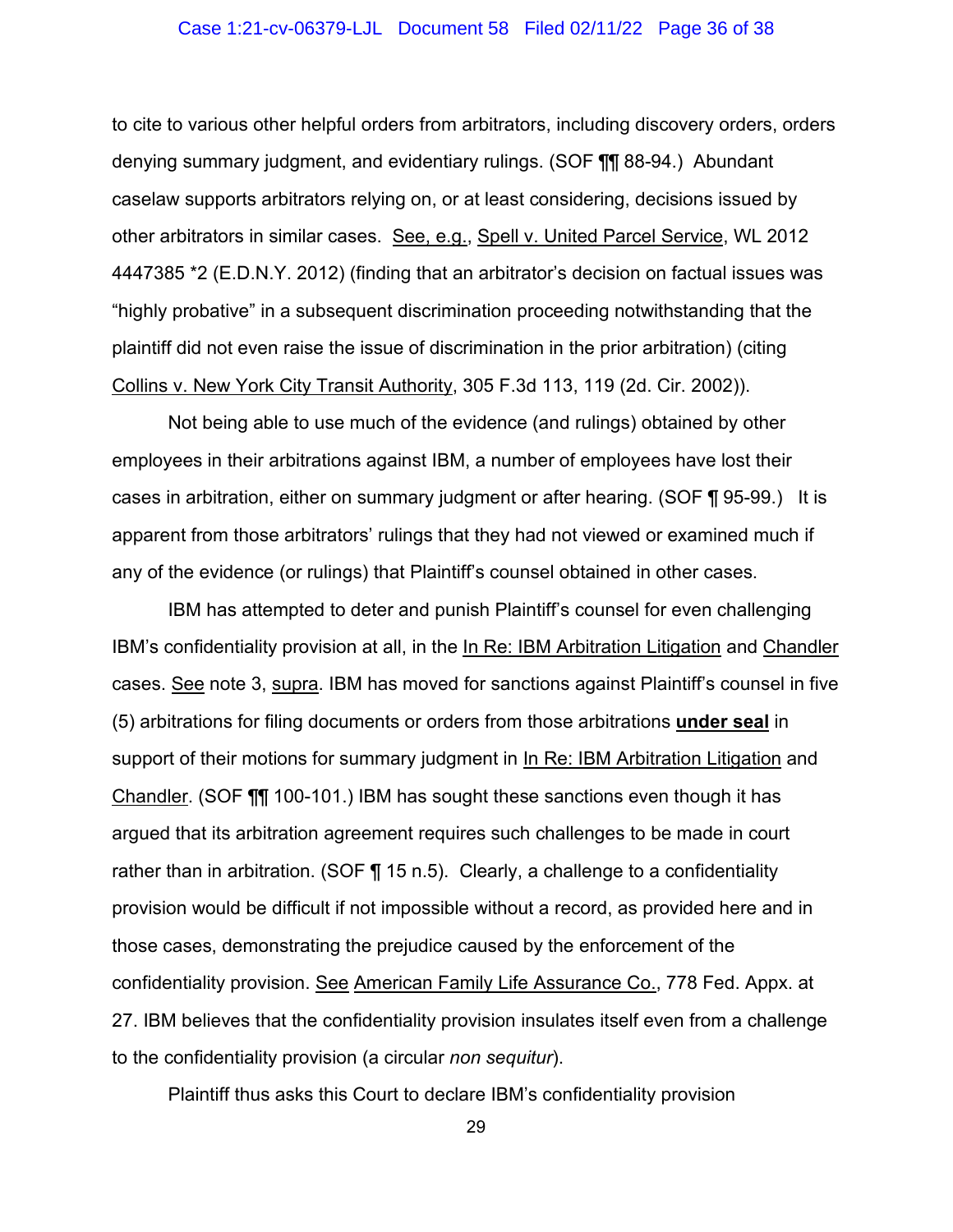to cite to various other helpful orders from arbitrators, including discovery orders, orders denying summary judgment, and evidentiary rulings. (SOF ¶¶ 88-94.) Abundant caselaw supports arbitrators relying on, or at least considering, decisions issued by other arbitrators in similar cases. See, e.g., Spell v. United Parcel Service, WL 2012 4447385 *2 (E.D.N.Y. 2012) (finding that an arbitrator's decision on factual issues was "highly probative" in a subsequent discrimination proceeding notwithstanding that the plaintiff did not even raise the issue of discrimination in the prior arbitration) (citing Collins v. New York City Transit Authority, 305 F.3d 113, 119 (2d. Cir. 2002)).

Not being able to use much of the evidence (and rulings) obtained by other employees in their arbitrations against IBM, a number of employees have lost their cases in arbitration, either on summary judgment or after hearing. (SOF ¶ 95-99.) It is apparent from those arbitrators' rulings that they had not viewed or examined much if any of the evidence (or rulings) that Plaintiff's counsel obtained in other cases.

IBM has attempted to deter and punish Plaintiff's counsel for even challenging IBM's confidentiality provision at all, in the In Re: IBM Arbitration Litigation and Chandler cases. See note 3, supra. IBM has moved for sanctions against Plaintiff's counsel in five (5) arbitrations for filing documents or orders from those arbitrations **under seal** in support of their motions for summary judgment in In Re: IBM Arbitration Litigation and Chandler. (SOF ¶¶ 100-101.) IBM has sought these sanctions even though it has argued that its arbitration agreement requires such challenges to be made in court rather than in arbitration. (SOF ¶ 15 n.5). Clearly, a challenge to a confidentiality provision would be difficult if not impossible without a record, as provided here and in those cases, demonstrating the prejudice caused by the enforcement of the confidentiality provision. See American Family Life Assurance Co., 778 Fed. Appx. at 27. IBM believes that the confidentiality provision insulates itself even from a challenge to the confidentiality provision (a circular *non sequitur*).

Plaintiff thus asks this Court to declare IBM's confidentiality provision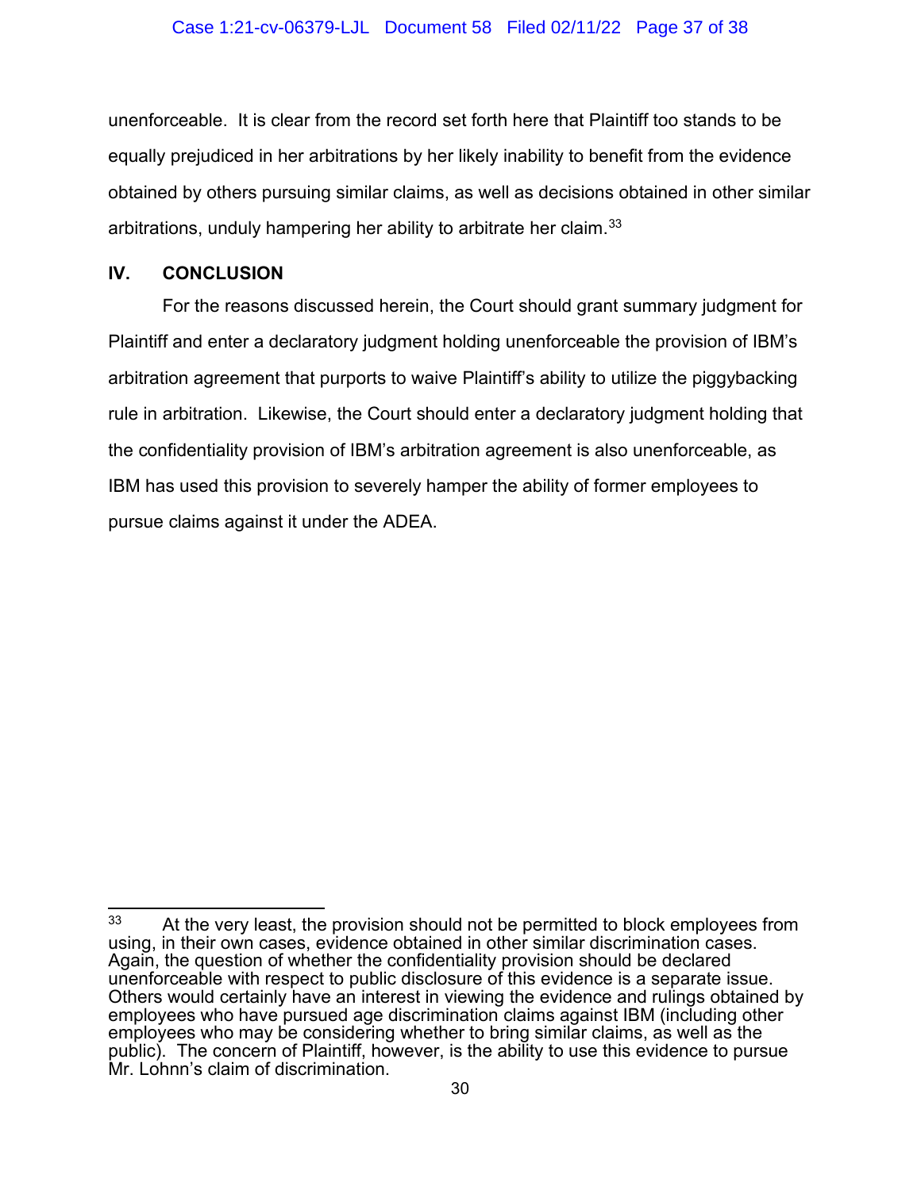unenforceable. It is clear from the record set forth here that Plaintiff too stands to be equally prejudiced in her arbitrations by her likely inability to benefit from the evidence obtained by others pursuing similar claims, as well as decisions obtained in other similar arbitrations, unduly hampering her ability to arbitrate her claim.[33]

## IV. CONCLUSION

For the reasons discussed herein, the Court should grant summary judgment for Plaintiff and enter a declaratory judgment holding unenforceable the provision of IBM's arbitration agreement that purports to waive Plaintiff's ability to utilize the piggybacking rule in arbitration. Likewise, the Court should enter a declaratory judgment holding that the confidentiality provision of IBM's arbitration agreement is also unenforceable, as IBM has used this provision to severely hamper the ability of former employees to pursue claims against it under the ADEA.

---

[33] At the very least, the provision should not be permitted to block employees from using, in their own cases, evidence obtained in other similar discrimination cases. Again, the question of whether the confidentiality provision should be declared unenforceable with respect to public disclosure of this evidence is a separate issue. Others would certainly have an interest in viewing the evidence and rulings obtained by employees who have pursued age discrimination claims against IBM (including other employees who may be considering whether to bring similar claims, as well as the public). The concern of Plaintiff, however, is the ability to use this evidence to pursue Mr. Lohnn's claim of discrimination.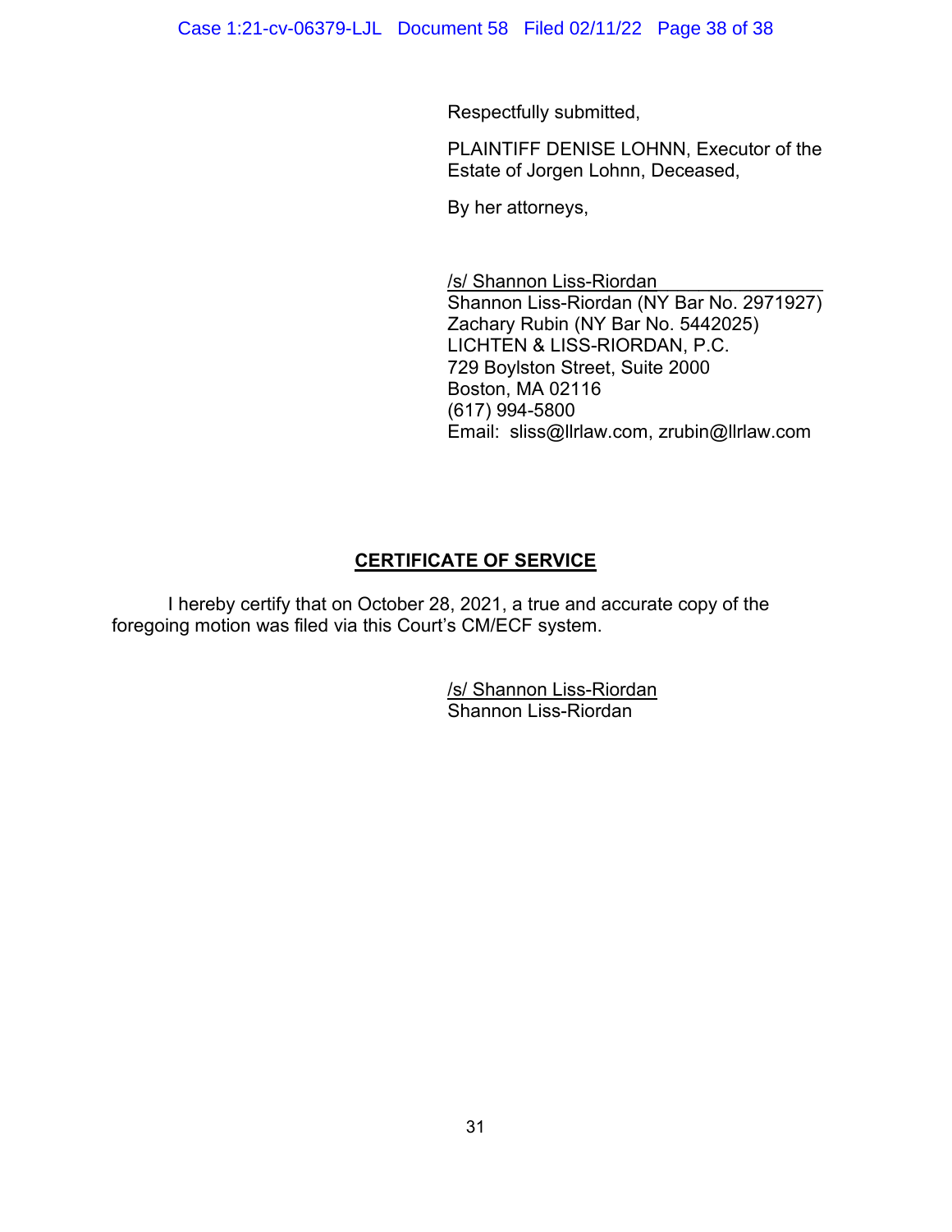Respectfully submitted,

PLAINTIFF DENISE LOHNN, Executor of the Estate of Jorgen Lohnn, Deceased,

By her attorneys,

/s/ Shannon Liss-Riordan
Shannon Liss-Riordan (NY Bar No. 2971927)
Zachary Rubin (NY Bar No. 5442025)
LICHTEN & LISS-RIORDAN, P.C.
729 Boylston Street, Suite 2000
Boston, MA 02116
(617) 994-5800
Email: sliss@llrlaw.com, zrubin@llrlaw.com

## CERTIFICATE OF SERVICE

I hereby certify that on October 28, 2021, a true and accurate copy of the foregoing motion was filed via this Court's CM/ECF system.

/s/ Shannon Liss-Riordan
Shannon Liss-Riordan